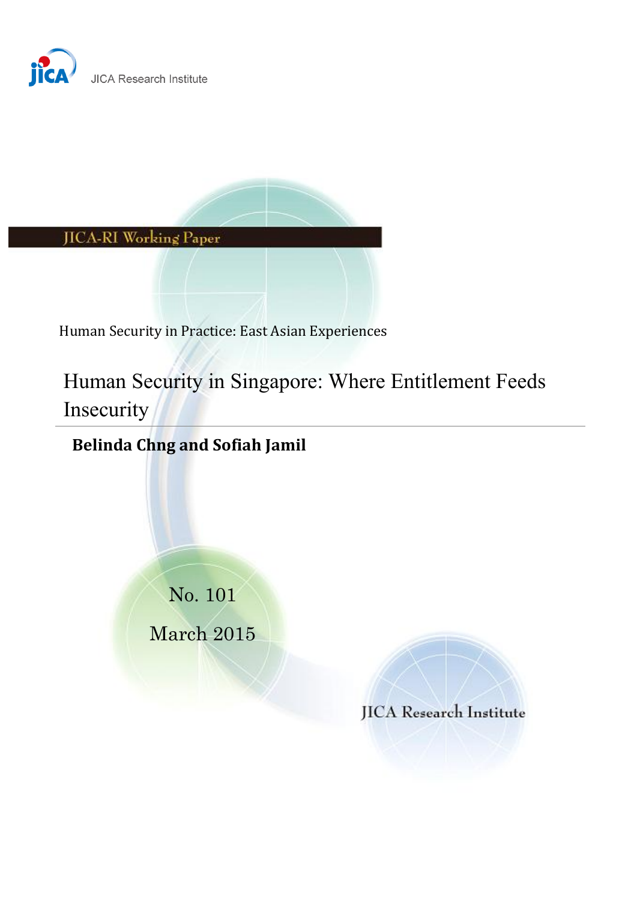JICA Research Institute

JICA-RI Working Paper

Human Security in Practice: East Asian Experiences

# Human Security in Singapore: Where Entitlement Feeds Insecurity

**Belinda Chng and Sofiah Jamil**

No. 101

March 2015

JICA Research Institute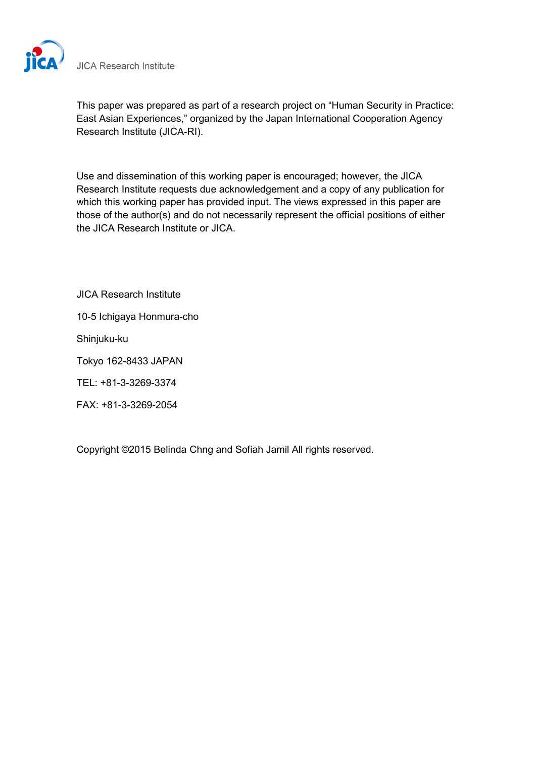JICA Research Institute

This paper was prepared as part of a research project on "Human Security in Practice: East Asian Experiences," organized by the Japan International Cooperation Agency Research Institute (JICA-RI).

Use and dissemination of this working paper is encouraged; however, the JICA Research Institute requests due acknowledgement and a copy of any publication for which this working paper has provided input. The views expressed in this paper are those of the author(s) and do not necessarily represent the official positions of either the JICA Research Institute or JICA.

JICA Research Institute

10-5 Ichigaya Honmura-cho

Shinjuku-ku

Tokyo 162-8433 JAPAN

TEL: +81-3-3269-3374

FAX: +81-3-3269-2054

Copyright ©2015 Belinda Chng and Sofiah Jamil All rights reserved.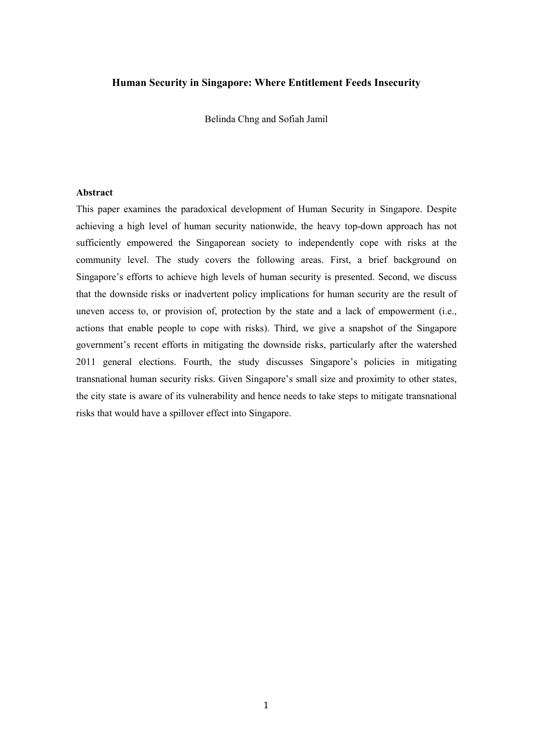# Human Security in Singapore: Where Entitlement Feeds Insecurity

Belinda Chng and Sofiah Jamil

## Abstract

This paper examines the paradoxical development of Human Security in Singapore. Despite achieving a high level of human security nationwide, the heavy top-down approach has not sufficiently empowered the Singaporean society to independently cope with risks at the community level. The study covers the following areas. First, a brief background on Singapore's efforts to achieve high levels of human security is presented. Second, we discuss that the downside risks or inadvertent policy implications for human security are the result of uneven access to, or provision of, protection by the state and a lack of empowerment (i.e., actions that enable people to cope with risks). Third, we give a snapshot of the Singapore government's recent efforts in mitigating the downside risks, particularly after the watershed 2011 general elections. Fourth, the study discusses Singapore's policies in mitigating transnational human security risks. Given Singapore's small size and proximity to other states, the city state is aware of its vulnerability and hence needs to take steps to mitigate transnational risks that would have a spillover effect into Singapore.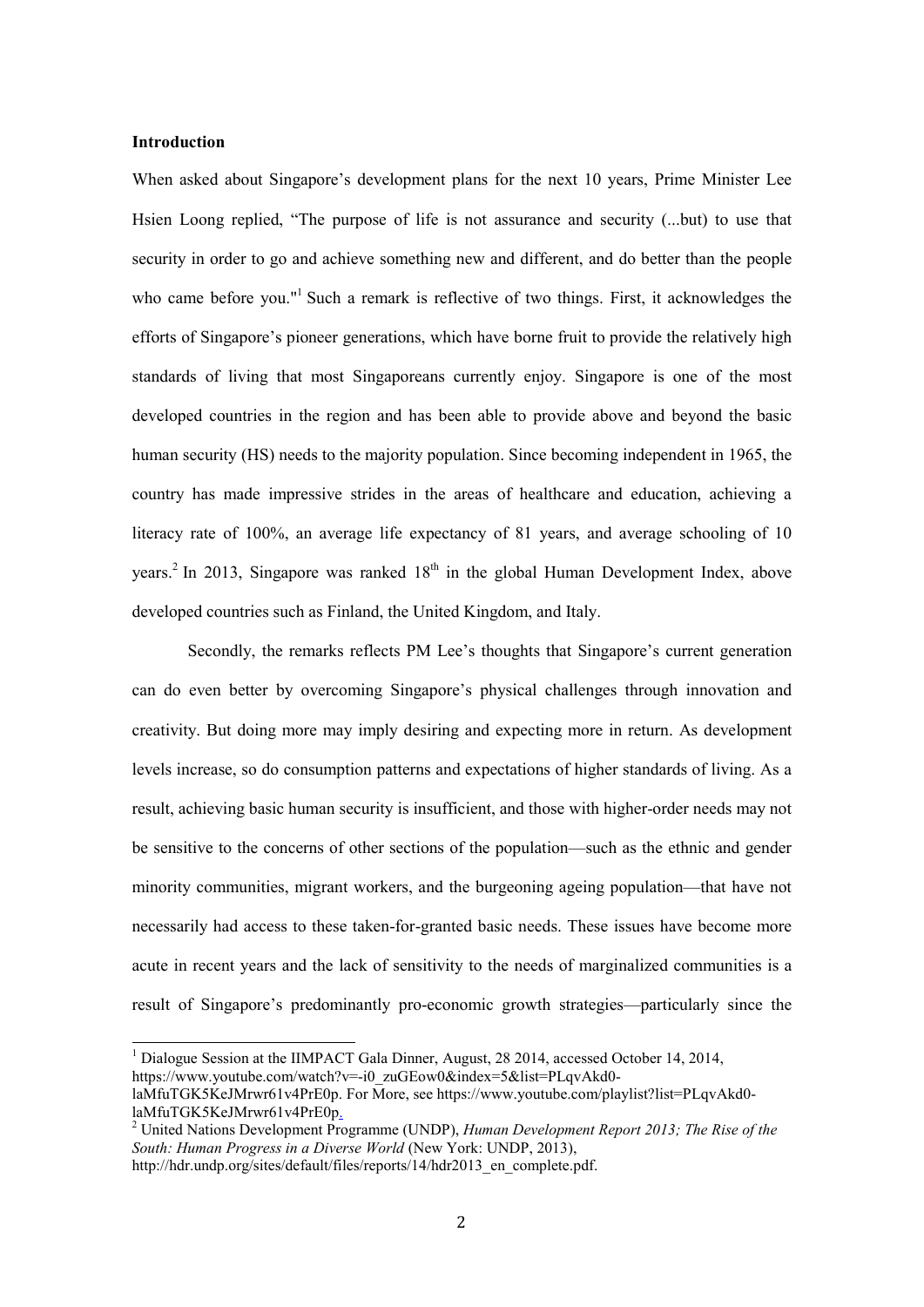**Introduction**

When asked about Singapore's development plans for the next 10 years, Prime Minister Lee Hsien Loong replied, "The purpose of life is not assurance and security (...but) to use that security in order to go and achieve something new and different, and do better than the people who came before you."[1] Such a remark is reflective of two things. First, it acknowledges the efforts of Singapore's pioneer generations, which have borne fruit to provide the relatively high standards of living that most Singaporeans currently enjoy. Singapore is one of the most developed countries in the region and has been able to provide above and beyond the basic human security (HS) needs to the majority population. Since becoming independent in 1965, the country has made impressive strides in the areas of healthcare and education, achieving a literacy rate of 100%, an average life expectancy of 81 years, and average schooling of 10 years.[2] In 2013, Singapore was ranked 18th in the global Human Development Index, above developed countries such as Finland, the United Kingdom, and Italy.

Secondly, the remarks reflects PM Lee's thoughts that Singapore's current generation can do even better by overcoming Singapore's physical challenges through innovation and creativity. But doing more may imply desiring and expecting more in return. As development levels increase, so do consumption patterns and expectations of higher standards of living. As a result, achieving basic human security is insufficient, and those with higher-order needs may not be sensitive to the concerns of other sections of the population—such as the ethnic and gender minority communities, migrant workers, and the burgeoning ageing population—that have not necessarily had access to these taken-for-granted basic needs. These issues have become more acute in recent years and the lack of sensitivity to the needs of marginalized communities is a result of Singapore's predominantly pro-economic growth strategies—particularly since the

---

[1] Dialogue Session at the IIMPACT Gala Dinner, August, 28 2014, accessed October 14, 2014, https://www.youtube.com/watch?v=-i0_zuGEow0&index=5&list=PLqvAkd0-laMfuTGK5KeJMrwr61v4PrE0p. For More, see https://www.youtube.com/playlist?list=PLqvAkd0-laMfuTGK5KeJMrwr61v4PrE0p.

[2] United Nations Development Programme (UNDP), *Human Development Report 2013; The Rise of the South: Human Progress in a Diverse World* (New York: UNDP, 2013), http://hdr.undp.org/sites/default/files/reports/14/hdr2013_en_complete.pdf.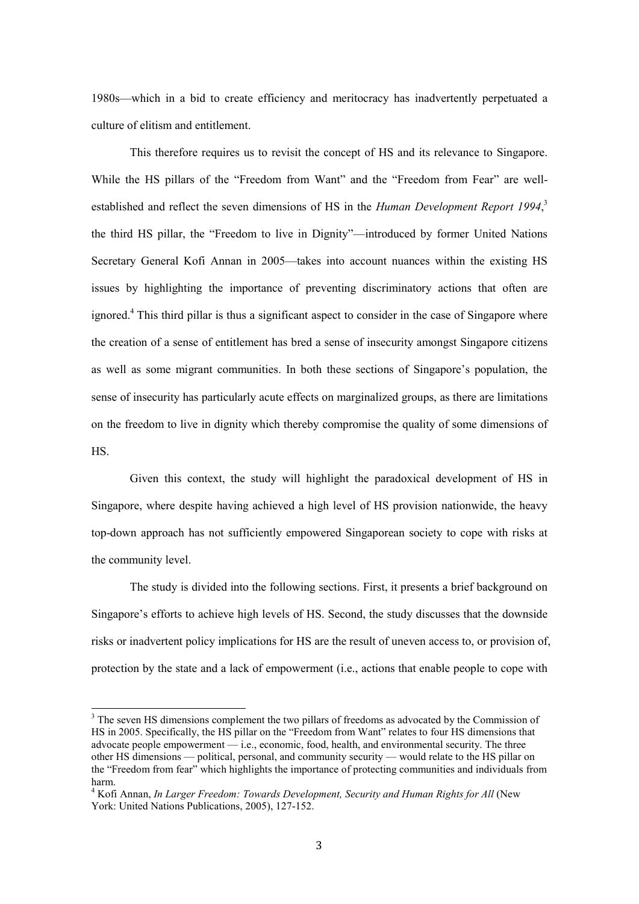1980s—which in a bid to create efficiency and meritocracy has inadvertently perpetuated a culture of elitism and entitlement.

This therefore requires us to revisit the concept of HS and its relevance to Singapore. While the HS pillars of the "Freedom from Want" and the "Freedom from Fear" are well-established and reflect the seven dimensions of HS in the *Human Development Report 1994*,[3] the third HS pillar, the "Freedom to live in Dignity"—introduced by former United Nations Secretary General Kofi Annan in 2005—takes into account nuances within the existing HS issues by highlighting the importance of preventing discriminatory actions that often are ignored.[4] This third pillar is thus a significant aspect to consider in the case of Singapore where the creation of a sense of entitlement has bred a sense of insecurity amongst Singapore citizens as well as some migrant communities. In both these sections of Singapore's population, the sense of insecurity has particularly acute effects on marginalized groups, as there are limitations on the freedom to live in dignity which thereby compromise the quality of some dimensions of HS.

Given this context, the study will highlight the paradoxical development of HS in Singapore, where despite having achieved a high level of HS provision nationwide, the heavy top-down approach has not sufficiently empowered Singaporean society to cope with risks at the community level.

The study is divided into the following sections. First, it presents a brief background on Singapore's efforts to achieve high levels of HS. Second, the study discusses that the downside risks or inadvertent policy implications for HS are the result of uneven access to, or provision of, protection by the state and a lack of empowerment (i.e., actions that enable people to cope with

---

[3] The seven HS dimensions complement the two pillars of freedoms as advocated by the Commission of HS in 2005. Specifically, the HS pillar on the "Freedom from Want" relates to four HS dimensions that advocate people empowerment — i.e., economic, food, health, and environmental security. The three other HS dimensions — political, personal, and community security — would relate to the HS pillar on the "Freedom from fear" which highlights the importance of protecting communities and individuals from harm.

[4] Kofi Annan, *In Larger Freedom: Towards Development, Security and Human Rights for All* (New York: United Nations Publications, 2005), 127-152.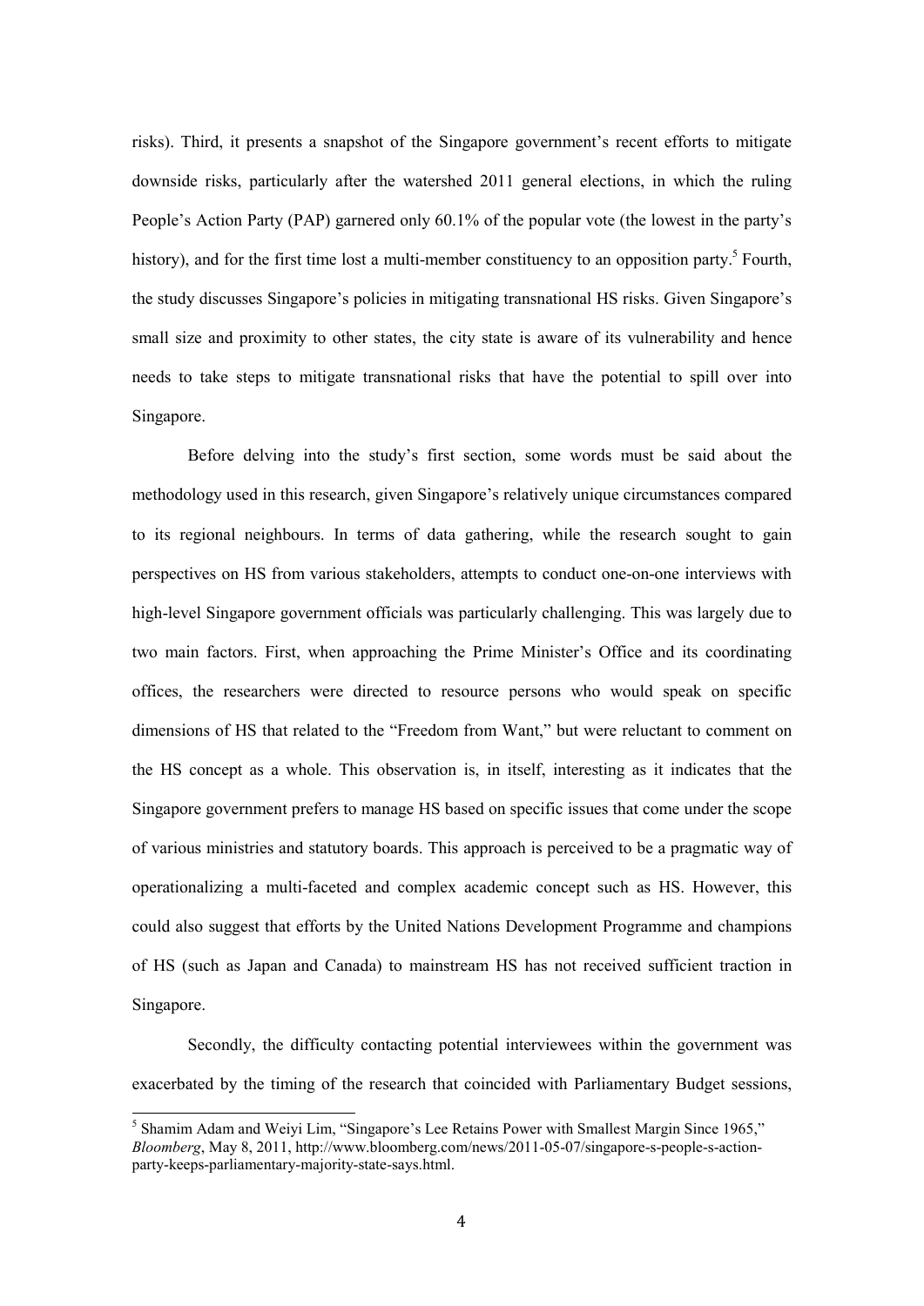risks). Third, it presents a snapshot of the Singapore government's recent efforts to mitigate downside risks, particularly after the watershed 2011 general elections, in which the ruling People's Action Party (PAP) garnered only 60.1% of the popular vote (the lowest in the party's history), and for the first time lost a multi-member constituency to an opposition party.[5] Fourth, the study discusses Singapore's policies in mitigating transnational HS risks. Given Singapore's small size and proximity to other states, the city state is aware of its vulnerability and hence needs to take steps to mitigate transnational risks that have the potential to spill over into Singapore.

Before delving into the study's first section, some words must be said about the methodology used in this research, given Singapore's relatively unique circumstances compared to its regional neighbours. In terms of data gathering, while the research sought to gain perspectives on HS from various stakeholders, attempts to conduct one-on-one interviews with high-level Singapore government officials was particularly challenging. This was largely due to two main factors. First, when approaching the Prime Minister's Office and its coordinating offices, the researchers were directed to resource persons who would speak on specific dimensions of HS that related to the "Freedom from Want," but were reluctant to comment on the HS concept as a whole. This observation is, in itself, interesting as it indicates that the Singapore government prefers to manage HS based on specific issues that come under the scope of various ministries and statutory boards. This approach is perceived to be a pragmatic way of operationalizing a multi-faceted and complex academic concept such as HS. However, this could also suggest that efforts by the United Nations Development Programme and champions of HS (such as Japan and Canada) to mainstream HS has not received sufficient traction in Singapore.

Secondly, the difficulty contacting potential interviewees within the government was exacerbated by the timing of the research that coincided with Parliamentary Budget sessions,

[5] Shamim Adam and Weiyi Lim, "Singapore's Lee Retains Power with Smallest Margin Since 1965," *Bloomberg*, May 8, 2011, http://www.bloomberg.com/news/2011-05-07/singapore-s-people-s-action-party-keeps-parliamentary-majority-state-says.html.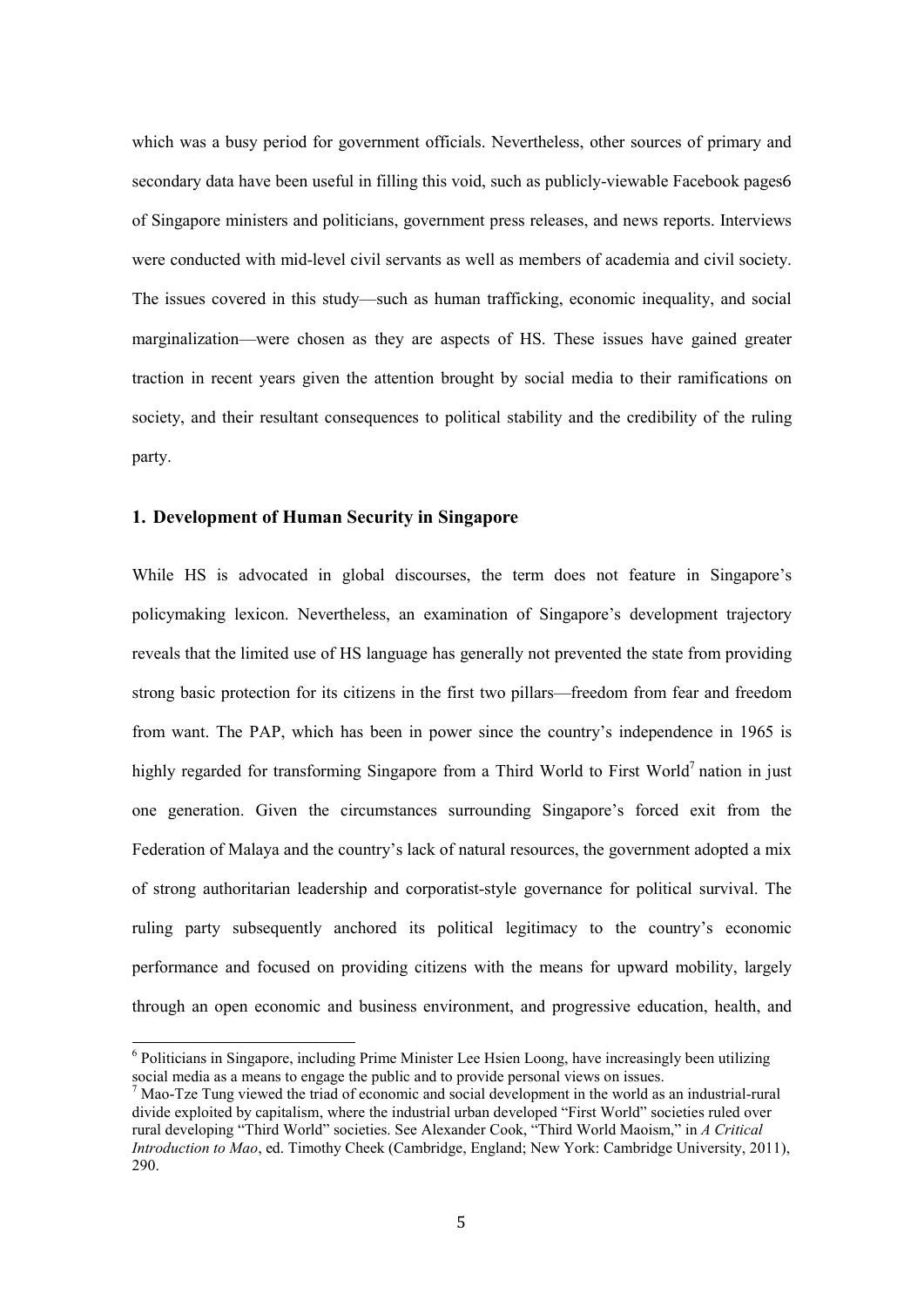which was a busy period for government officials. Nevertheless, other sources of primary and secondary data have been useful in filling this void, such as publicly-viewable Facebook pages6 of Singapore ministers and politicians, government press releases, and news reports. Interviews were conducted with mid-level civil servants as well as members of academia and civil society. The issues covered in this study—such as human trafficking, economic inequality, and social marginalization—were chosen as they are aspects of HS. These issues have gained greater traction in recent years given the attention brought by social media to their ramifications on society, and their resultant consequences to political stability and the credibility of the ruling party.

### 1. Development of Human Security in Singapore

While HS is advocated in global discourses, the term does not feature in Singapore's policymaking lexicon. Nevertheless, an examination of Singapore's development trajectory reveals that the limited use of HS language has generally not prevented the state from providing strong basic protection for its citizens in the first two pillars—freedom from fear and freedom from want. The PAP, which has been in power since the country's independence in 1965 is highly regarded for transforming Singapore from a Third World to First World[7] nation in just one generation. Given the circumstances surrounding Singapore's forced exit from the Federation of Malaya and the country's lack of natural resources, the government adopted a mix of strong authoritarian leadership and corporatist-style governance for political survival. The ruling party subsequently anchored its political legitimacy to the country's economic performance and focused on providing citizens with the means for upward mobility, largely through an open economic and business environment, and progressive education, health, and

---

[6] Politicians in Singapore, including Prime Minister Lee Hsien Loong, have increasingly been utilizing social media as a means to engage the public and to provide personal views on issues.

[7] Mao-Tze Tung viewed the triad of economic and social development in the world as an industrial-rural divide exploited by capitalism, where the industrial urban developed "First World" societies ruled over rural developing "Third World" societies. See Alexander Cook, "Third World Maoism," in *A Critical Introduction to Mao*, ed. Timothy Cheek (Cambridge, England; New York: Cambridge University, 2011), 290.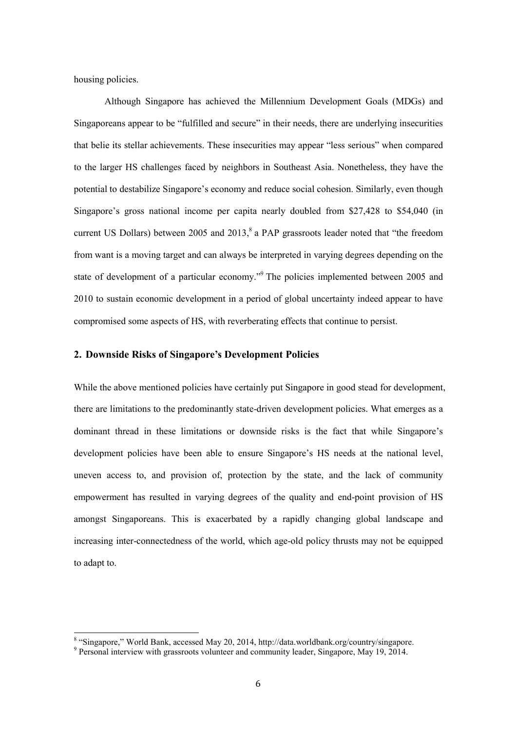housing policies.

Although Singapore has achieved the Millennium Development Goals (MDGs) and Singaporeans appear to be "fulfilled and secure" in their needs, there are underlying insecurities that belie its stellar achievements. These insecurities may appear "less serious" when compared to the larger HS challenges faced by neighbors in Southeast Asia. Nonetheless, they have the potential to destabilize Singapore's economy and reduce social cohesion. Similarly, even though Singapore's gross national income per capita nearly doubled from $27,428 to $54,040 (in current US Dollars) between 2005 and 2013,[8] a PAP grassroots leader noted that "the freedom from want is a moving target and can always be interpreted in varying degrees depending on the state of development of a particular economy."[9] The policies implemented between 2005 and 2010 to sustain economic development in a period of global uncertainty indeed appear to have compromised some aspects of HS, with reverberating effects that continue to persist.

## 2. Downside Risks of Singapore's Development Policies

While the above mentioned policies have certainly put Singapore in good stead for development, there are limitations to the predominantly state-driven development policies. What emerges as a dominant thread in these limitations or downside risks is the fact that while Singapore's development policies have been able to ensure Singapore's HS needs at the national level, uneven access to, and provision of, protection by the state, and the lack of community empowerment has resulted in varying degrees of the quality and end-point provision of HS amongst Singaporeans. This is exacerbated by a rapidly changing global landscape and increasing inter-connectedness of the world, which age-old policy thrusts may not be equipped to adapt to.

---

[8] "Singapore," World Bank, accessed May 20, 2014, http://data.worldbank.org/country/singapore.

[9] Personal interview with grassroots volunteer and community leader, Singapore, May 19, 2014.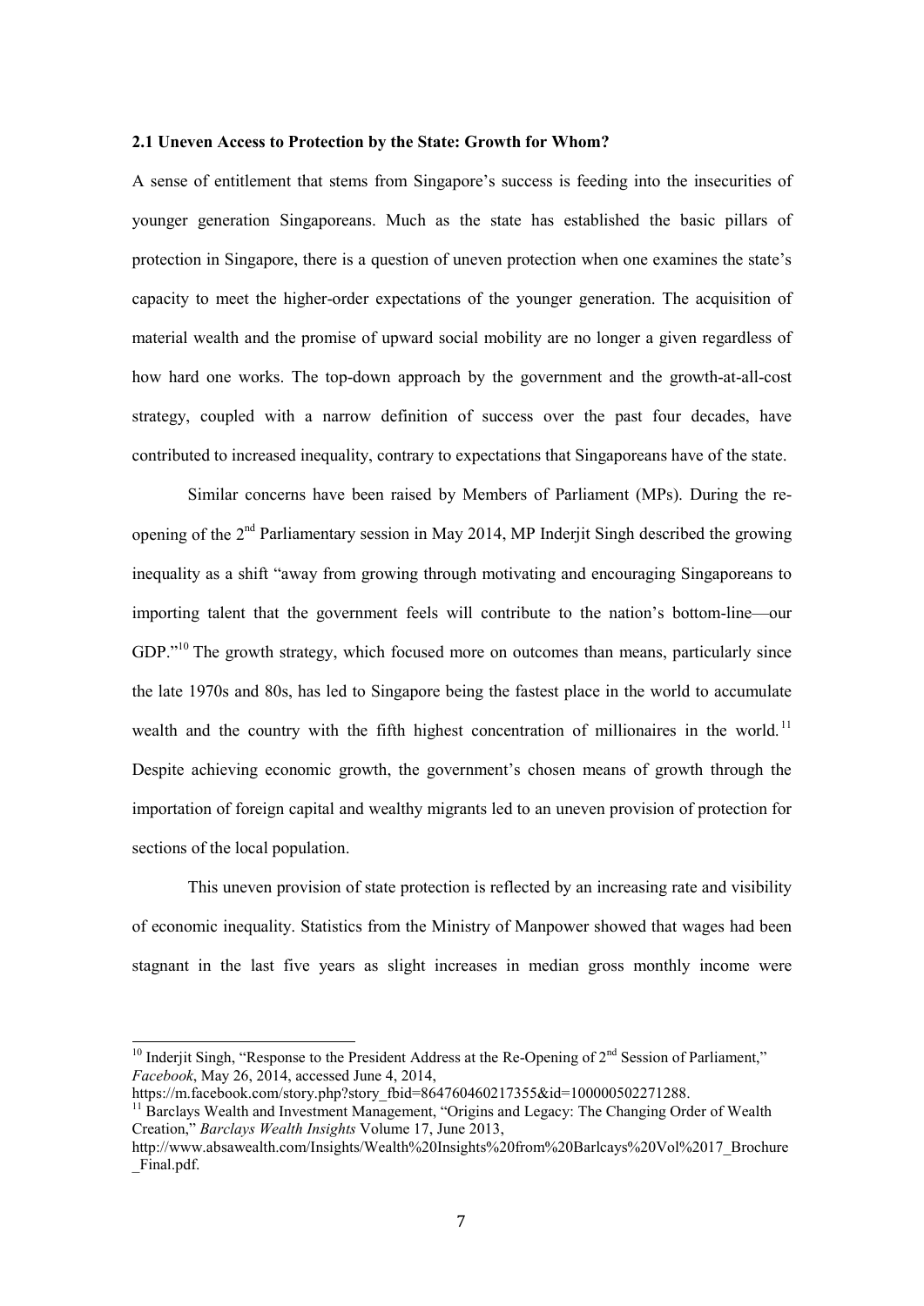### 2.1 Uneven Access to Protection by the State: Growth for Whom?

A sense of entitlement that stems from Singapore's success is feeding into the insecurities of younger generation Singaporeans. Much as the state has established the basic pillars of protection in Singapore, there is a question of uneven protection when one examines the state's capacity to meet the higher-order expectations of the younger generation. The acquisition of material wealth and the promise of upward social mobility are no longer a given regardless of how hard one works. The top-down approach by the government and the growth-at-all-cost strategy, coupled with a narrow definition of success over the past four decades, have contributed to increased inequality, contrary to expectations that Singaporeans have of the state.

Similar concerns have been raised by Members of Parliament (MPs). During the re-opening of the 2nd Parliamentary session in May 2014, MP Inderjit Singh described the growing inequality as a shift "away from growing through motivating and encouraging Singaporeans to importing talent that the government feels will contribute to the nation's bottom-line—our GDP."[10] The growth strategy, which focused more on outcomes than means, particularly since the late 1970s and 80s, has led to Singapore being the fastest place in the world to accumulate wealth and the country with the fifth highest concentration of millionaires in the world.[11] Despite achieving economic growth, the government's chosen means of growth through the importation of foreign capital and wealthy migrants led to an uneven provision of protection for sections of the local population.

This uneven provision of state protection is reflected by an increasing rate and visibility of economic inequality. Statistics from the Ministry of Manpower showed that wages had been stagnant in the last five years as slight increases in median gross monthly income were

---

[10] Inderjit Singh, "Response to the President Address at the Re-Opening of 2nd Session of Parliament," *Facebook*, May 26, 2014, accessed June 4, 2014, https://m.facebook.com/story.php?story_fbid=864760460217355&id=100000502271288.

[11] Barclays Wealth and Investment Management, "Origins and Legacy: The Changing Order of Wealth Creation," *Barclays Wealth Insights* Volume 17, June 2013, http://www.absawealth.com/Insights/Wealth%20Insights%20from%20Barlcays%20Vol%2017_Brochure_Final.pdf.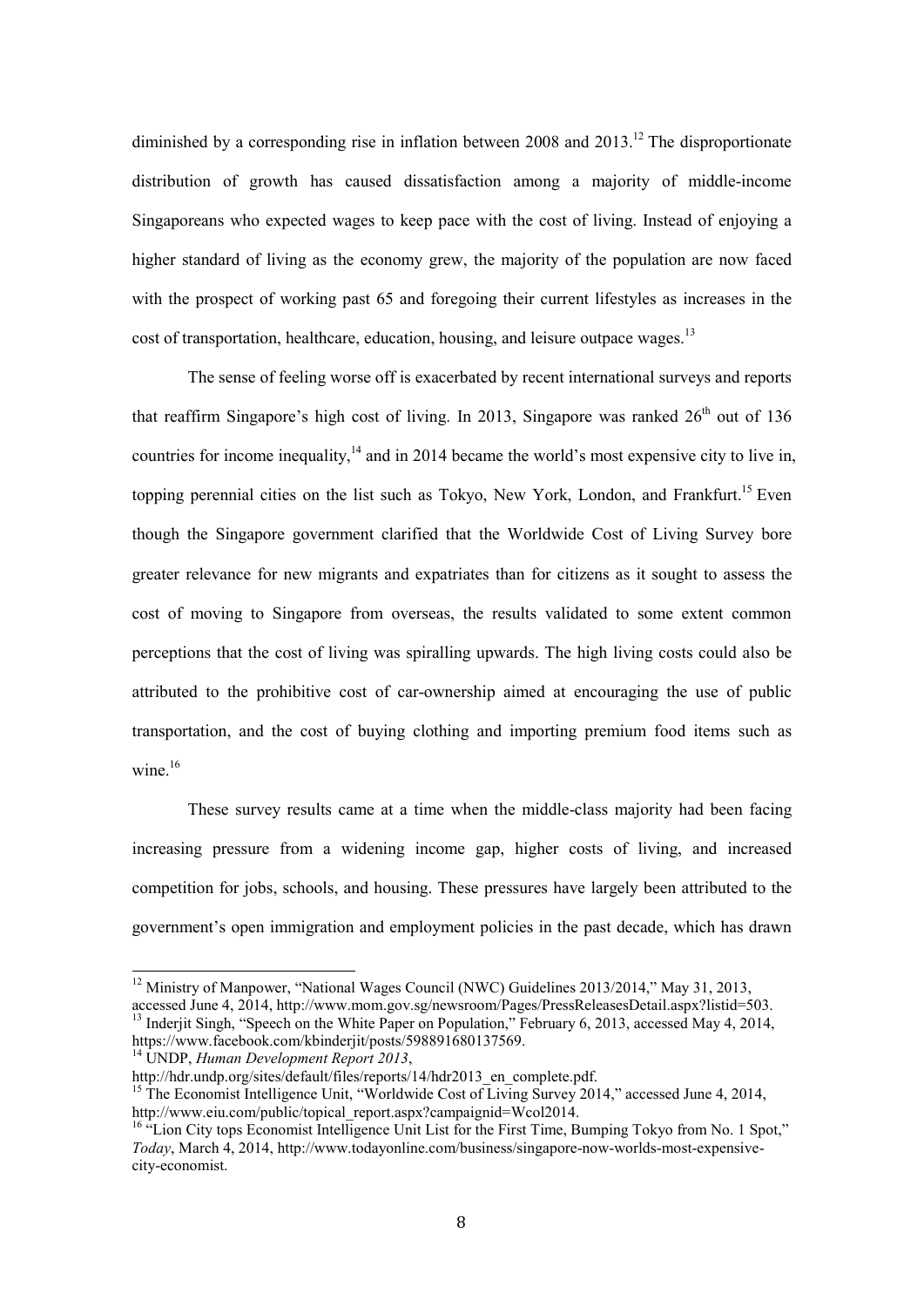diminished by a corresponding rise in inflation between 2008 and 2013.[12] The disproportionate distribution of growth has caused dissatisfaction among a majority of middle-income Singaporeans who expected wages to keep pace with the cost of living. Instead of enjoying a higher standard of living as the economy grew, the majority of the population are now faced with the prospect of working past 65 and foregoing their current lifestyles as increases in the cost of transportation, healthcare, education, housing, and leisure outpace wages.[13]

The sense of feeling worse off is exacerbated by recent international surveys and reports that reaffirm Singapore's high cost of living. In 2013, Singapore was ranked 26th out of 136 countries for income inequality,[14] and in 2014 became the world's most expensive city to live in, topping perennial cities on the list such as Tokyo, New York, London, and Frankfurt.[15] Even though the Singapore government clarified that the Worldwide Cost of Living Survey bore greater relevance for new migrants and expatriates than for citizens as it sought to assess the cost of moving to Singapore from overseas, the results validated to some extent common perceptions that the cost of living was spiralling upwards. The high living costs could also be attributed to the prohibitive cost of car-ownership aimed at encouraging the use of public transportation, and the cost of buying clothing and importing premium food items such as wine.[16]

These survey results came at a time when the middle-class majority had been facing increasing pressure from a widening income gap, higher costs of living, and increased competition for jobs, schools, and housing. These pressures have largely been attributed to the government's open immigration and employment policies in the past decade, which has drawn

---

[12] Ministry of Manpower, "National Wages Council (NWC) Guidelines 2013/2014," May 31, 2013, accessed June 4, 2014, http://www.mom.gov.sg/newsroom/Pages/PressReleasesDetail.aspx?listid=503.

[13] Inderjit Singh, "Speech on the White Paper on Population," February 6, 2013, accessed May 4, 2014, https://www.facebook.com/kbinderjit/posts/598891680137569.

[14] UNDP, *Human Development Report 2013*, http://hdr.undp.org/sites/default/files/reports/14/hdr2013_en_complete.pdf.

[15] The Economist Intelligence Unit, "Worldwide Cost of Living Survey 2014," accessed June 4, 2014, http://www.eiu.com/public/topical_report.aspx?campaignid=Wcol2014.

[16] "Lion City tops Economist Intelligence Unit List for the First Time, Bumping Tokyo from No. 1 Spot," *Today*, March 4, 2014, http://www.todayonline.com/business/singapore-now-worlds-most-expensive-city-economist.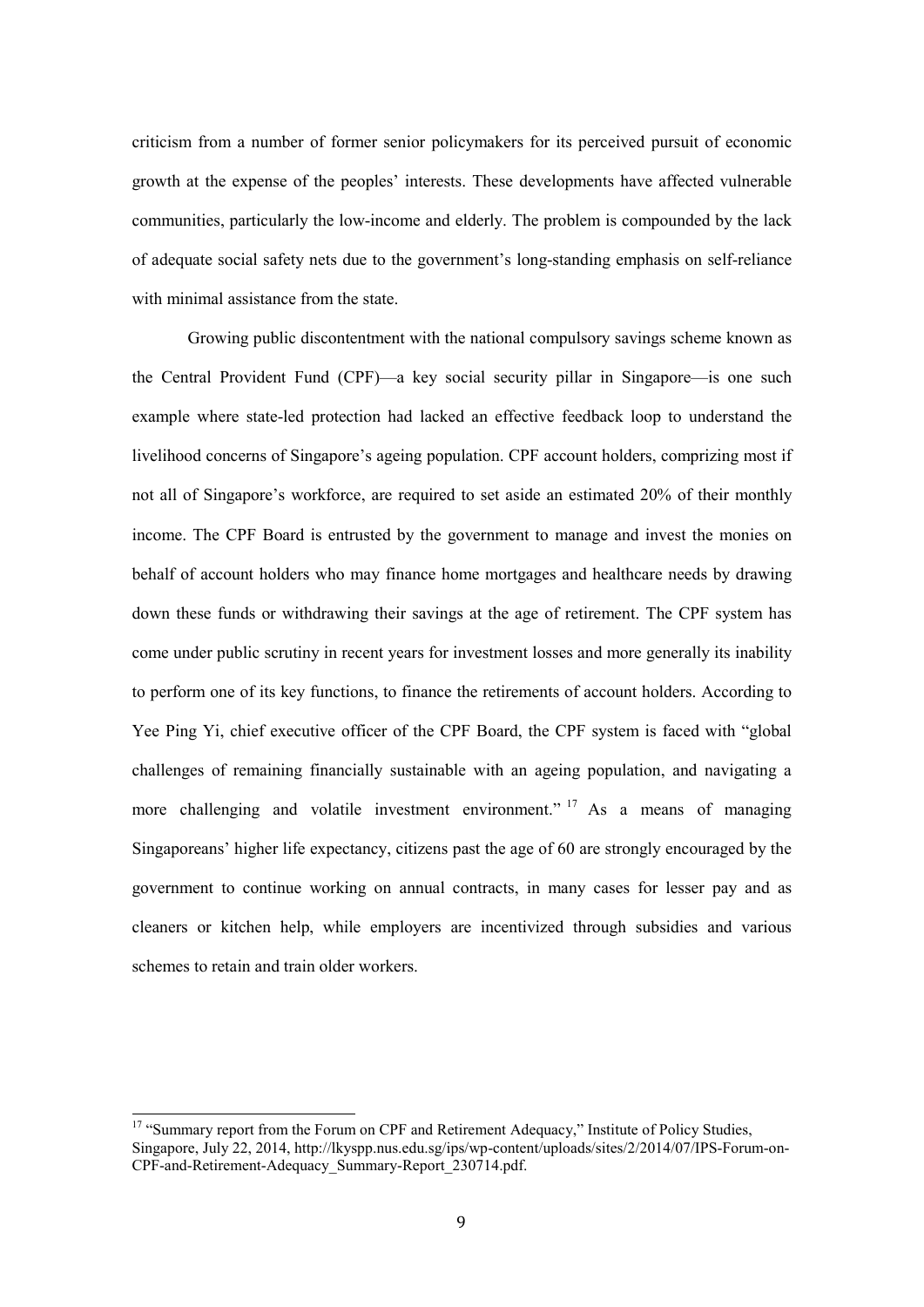criticism from a number of former senior policymakers for its perceived pursuit of economic growth at the expense of the peoples' interests. These developments have affected vulnerable communities, particularly the low-income and elderly. The problem is compounded by the lack of adequate social safety nets due to the government's long-standing emphasis on self-reliance with minimal assistance from the state.

Growing public discontentment with the national compulsory savings scheme known as the Central Provident Fund (CPF)—a key social security pillar in Singapore—is one such example where state-led protection had lacked an effective feedback loop to understand the livelihood concerns of Singapore's ageing population. CPF account holders, comprizing most if not all of Singapore's workforce, are required to set aside an estimated 20% of their monthly income. The CPF Board is entrusted by the government to manage and invest the monies on behalf of account holders who may finance home mortgages and healthcare needs by drawing down these funds or withdrawing their savings at the age of retirement. The CPF system has come under public scrutiny in recent years for investment losses and more generally its inability to perform one of its key functions, to finance the retirements of account holders. According to Yee Ping Yi, chief executive officer of the CPF Board, the CPF system is faced with "global challenges of remaining financially sustainable with an ageing population, and navigating a more challenging and volatile investment environment." [17] As a means of managing Singaporeans' higher life expectancy, citizens past the age of 60 are strongly encouraged by the government to continue working on annual contracts, in many cases for lesser pay and as cleaners or kitchen help, while employers are incentivized through subsidies and various schemes to retain and train older workers.

---

[17] "Summary report from the Forum on CPF and Retirement Adequacy," Institute of Policy Studies, Singapore, July 22, 2014, http://lkyspp.nus.edu.sg/ips/wp-content/uploads/sites/2/2014/07/IPS-Forum-on-CPF-and-Retirement-Adequacy_Summary-Report_230714.pdf.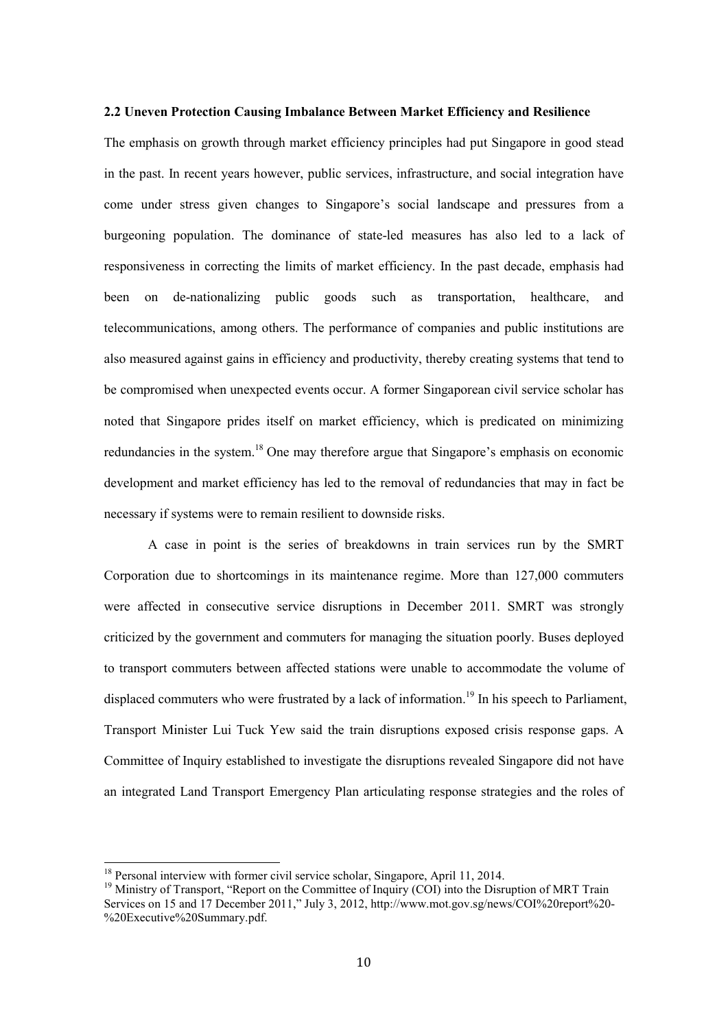### 2.2 Uneven Protection Causing Imbalance Between Market Efficiency and Resilience

The emphasis on growth through market efficiency principles had put Singapore in good stead in the past. In recent years however, public services, infrastructure, and social integration have come under stress given changes to Singapore's social landscape and pressures from a burgeoning population. The dominance of state-led measures has also led to a lack of responsiveness in correcting the limits of market efficiency. In the past decade, emphasis had been on de-nationalizing public goods such as transportation, healthcare, and telecommunications, among others. The performance of companies and public institutions are also measured against gains in efficiency and productivity, thereby creating systems that tend to be compromised when unexpected events occur. A former Singaporean civil service scholar has noted that Singapore prides itself on market efficiency, which is predicated on minimizing redundancies in the system.[18] One may therefore argue that Singapore's emphasis on economic development and market efficiency has led to the removal of redundancies that may in fact be necessary if systems were to remain resilient to downside risks.

A case in point is the series of breakdowns in train services run by the SMRT Corporation due to shortcomings in its maintenance regime. More than 127,000 commuters were affected in consecutive service disruptions in December 2011. SMRT was strongly criticized by the government and commuters for managing the situation poorly. Buses deployed to transport commuters between affected stations were unable to accommodate the volume of displaced commuters who were frustrated by a lack of information.[19] In his speech to Parliament, Transport Minister Lui Tuck Yew said the train disruptions exposed crisis response gaps. A Committee of Inquiry established to investigate the disruptions revealed Singapore did not have an integrated Land Transport Emergency Plan articulating response strategies and the roles of

[18] Personal interview with former civil service scholar, Singapore, April 11, 2014.

[19] Ministry of Transport, "Report on the Committee of Inquiry (COI) into the Disruption of MRT Train Services on 15 and 17 December 2011," July 3, 2012, http://www.mot.gov.sg/news/COI%20report%20-%20Executive%20Summary.pdf.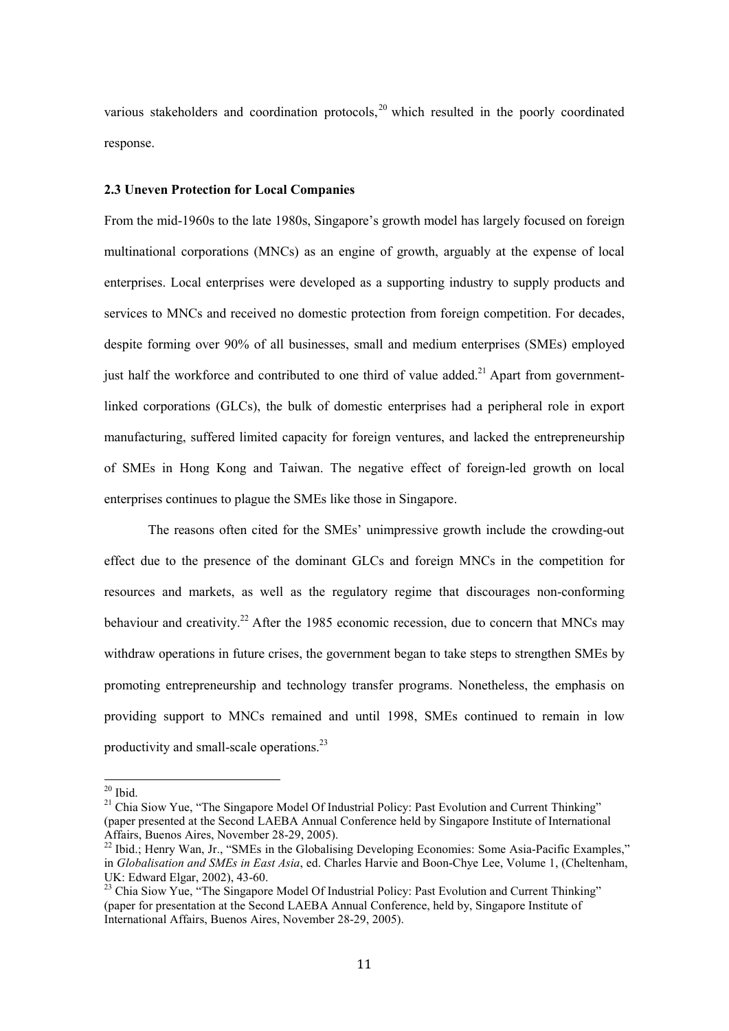various stakeholders and coordination protocols,[20] which resulted in the poorly coordinated response.

### 2.3 Uneven Protection for Local Companies

From the mid-1960s to the late 1980s, Singapore's growth model has largely focused on foreign multinational corporations (MNCs) as an engine of growth, arguably at the expense of local enterprises. Local enterprises were developed as a supporting industry to supply products and services to MNCs and received no domestic protection from foreign competition. For decades, despite forming over 90% of all businesses, small and medium enterprises (SMEs) employed just half the workforce and contributed to one third of value added.[21] Apart from government-linked corporations (GLCs), the bulk of domestic enterprises had a peripheral role in export manufacturing, suffered limited capacity for foreign ventures, and lacked the entrepreneurship of SMEs in Hong Kong and Taiwan. The negative effect of foreign-led growth on local enterprises continues to plague the SMEs like those in Singapore.

The reasons often cited for the SMEs' unimpressive growth include the crowding-out effect due to the presence of the dominant GLCs and foreign MNCs in the competition for resources and markets, as well as the regulatory regime that discourages non-conforming behaviour and creativity.[22] After the 1985 economic recession, due to concern that MNCs may withdraw operations in future crises, the government began to take steps to strengthen SMEs by promoting entrepreneurship and technology transfer programs. Nonetheless, the emphasis on providing support to MNCs remained and until 1998, SMEs continued to remain in low productivity and small-scale operations.[23]

---

[20] Ibid.

[21] Chia Siow Yue, "The Singapore Model Of Industrial Policy: Past Evolution and Current Thinking" (paper presented at the Second LAEBA Annual Conference held by Singapore Institute of International Affairs, Buenos Aires, November 28-29, 2005).

[22] Ibid.; Henry Wan, Jr., "SMEs in the Globalising Developing Economies: Some Asia-Pacific Examples," in *Globalisation and SMEs in East Asia*, ed. Charles Harvie and Boon-Chye Lee, Volume 1, (Cheltenham, UK: Edward Elgar, 2002), 43-60.

[23] Chia Siow Yue, "The Singapore Model Of Industrial Policy: Past Evolution and Current Thinking" (paper for presentation at the Second LAEBA Annual Conference, held by, Singapore Institute of International Affairs, Buenos Aires, November 28-29, 2005).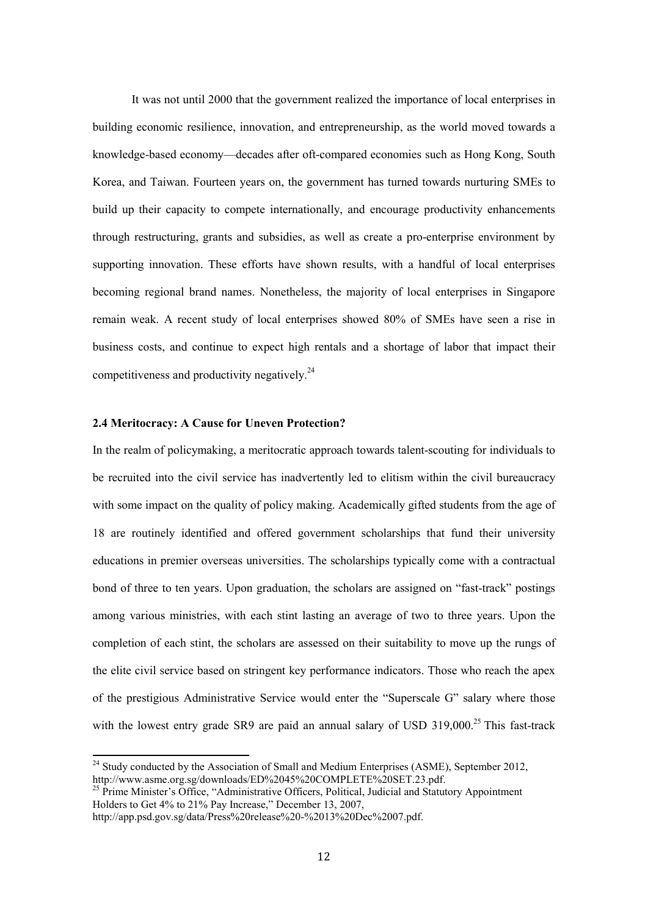It was not until 2000 that the government realized the importance of local enterprises in building economic resilience, innovation, and entrepreneurship, as the world moved towards a knowledge-based economy—decades after oft-compared economies such as Hong Kong, South Korea, and Taiwan. Fourteen years on, the government has turned towards nurturing SMEs to build up their capacity to compete internationally, and encourage productivity enhancements through restructuring, grants and subsidies, as well as create a pro-enterprise environment by supporting innovation. These efforts have shown results, with a handful of local enterprises becoming regional brand names. Nonetheless, the majority of local enterprises in Singapore remain weak. A recent study of local enterprises showed 80% of SMEs have seen a rise in business costs, and continue to expect high rentals and a shortage of labor that impact their competitiveness and productivity negatively.[24]

### 2.4 Meritocracy: A Cause for Uneven Protection?

In the realm of policymaking, a meritocratic approach towards talent-scouting for individuals to be recruited into the civil service has inadvertently led to elitism within the civil bureaucracy with some impact on the quality of policy making. Academically gifted students from the age of 18 are routinely identified and offered government scholarships that fund their university educations in premier overseas universities. The scholarships typically come with a contractual bond of three to ten years. Upon graduation, the scholars are assigned on "fast-track" postings among various ministries, with each stint lasting an average of two to three years. Upon the completion of each stint, the scholars are assessed on their suitability to move up the rungs of the elite civil service based on stringent key performance indicators. Those who reach the apex of the prestigious Administrative Service would enter the "Superscale G" salary where those with the lowest entry grade SR9 are paid an annual salary of USD 319,000.[25] This fast-track

---

[24] Study conducted by the Association of Small and Medium Enterprises (ASME), September 2012, http://www.asme.org.sg/downloads/ED%2045%20COMPLETE%20SET.23.pdf.

[25] Prime Minister's Office, "Administrative Officers, Political, Judicial and Statutory Appointment Holders to Get 4% to 21% Pay Increase," December 13, 2007, http://app.psd.gov.sg/data/Press%20release%20-%2013%20Dec%2007.pdf.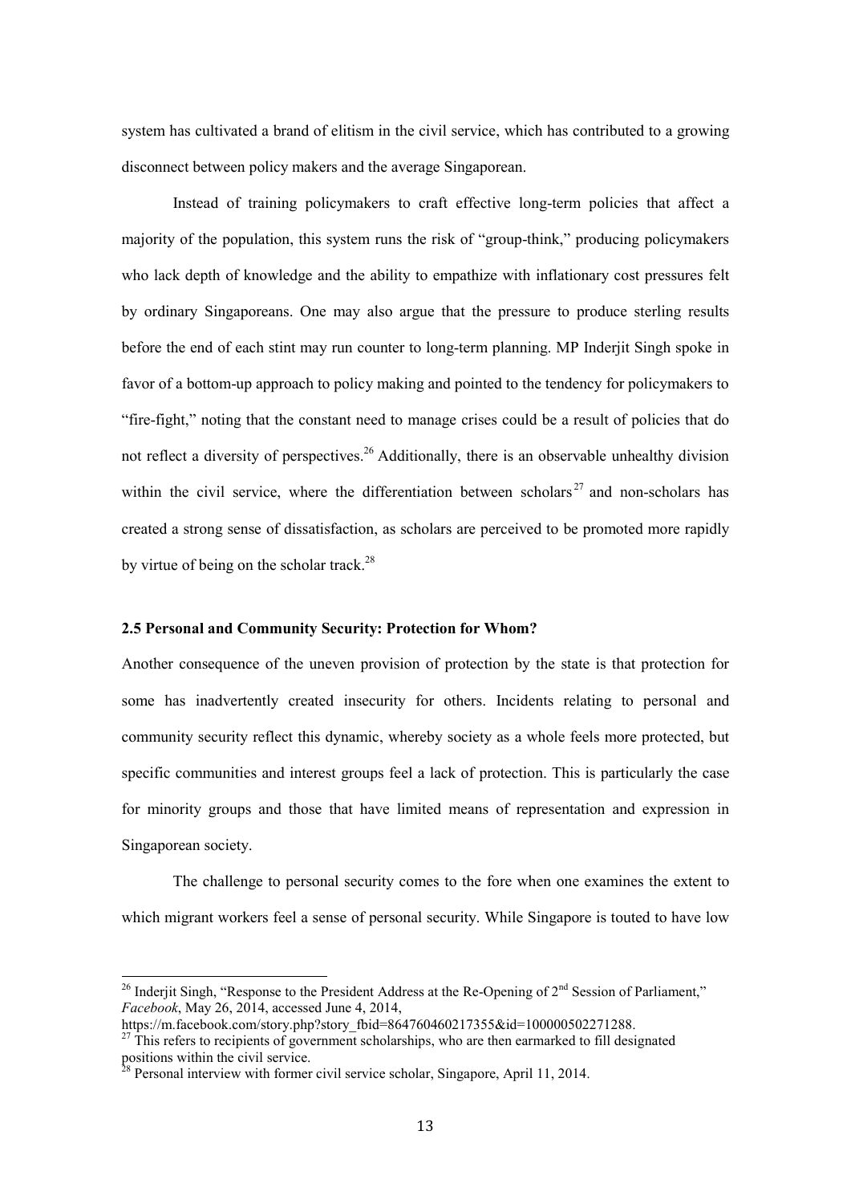system has cultivated a brand of elitism in the civil service, which has contributed to a growing disconnect between policy makers and the average Singaporean.

Instead of training policymakers to craft effective long-term policies that affect a majority of the population, this system runs the risk of "group-think," producing policymakers who lack depth of knowledge and the ability to empathize with inflationary cost pressures felt by ordinary Singaporeans. One may also argue that the pressure to produce sterling results before the end of each stint may run counter to long-term planning. MP Inderjit Singh spoke in favor of a bottom-up approach to policy making and pointed to the tendency for policymakers to "fire-fight," noting that the constant need to manage crises could be a result of policies that do not reflect a diversity of perspectives.[26] Additionally, there is an observable unhealthy division within the civil service, where the differentiation between scholars[27] and non-scholars has created a strong sense of dissatisfaction, as scholars are perceived to be promoted more rapidly by virtue of being on the scholar track.[28]

### 2.5 Personal and Community Security: Protection for Whom?

Another consequence of the uneven provision of protection by the state is that protection for some has inadvertently created insecurity for others. Incidents relating to personal and community security reflect this dynamic, whereby society as a whole feels more protected, but specific communities and interest groups feel a lack of protection. This is particularly the case for minority groups and those that have limited means of representation and expression in Singaporean society.

The challenge to personal security comes to the fore when one examines the extent to which migrant workers feel a sense of personal security. While Singapore is touted to have low

---

[26] Inderjit Singh, "Response to the President Address at the Re-Opening of 2nd Session of Parliament," *Facebook*, May 26, 2014, accessed June 4, 2014, https://m.facebook.com/story.php?story_fbid=864760460217355&id=100000502271288.

[27] This refers to recipients of government scholarships, who are then earmarked to fill designated positions within the civil service.

[28] Personal interview with former civil service scholar, Singapore, April 11, 2014.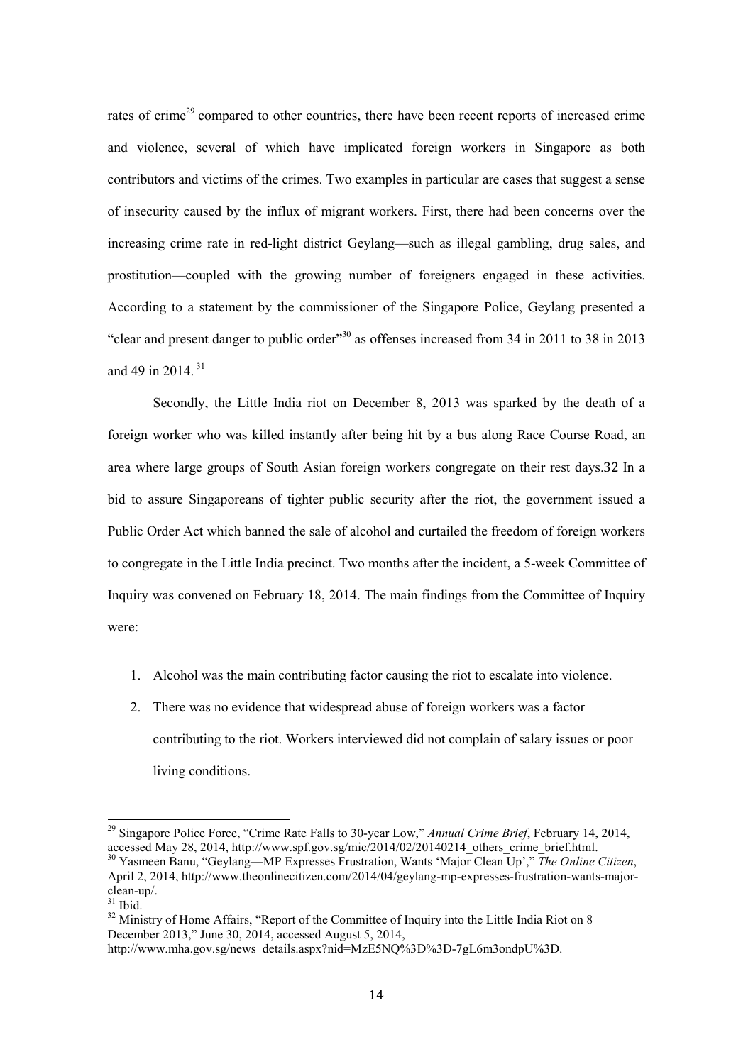rates of crime[29] compared to other countries, there have been recent reports of increased crime and violence, several of which have implicated foreign workers in Singapore as both contributors and victims of the crimes. Two examples in particular are cases that suggest a sense of insecurity caused by the influx of migrant workers. First, there had been concerns over the increasing crime rate in red-light district Geylang—such as illegal gambling, drug sales, and prostitution—coupled with the growing number of foreigners engaged in these activities. According to a statement by the commissioner of the Singapore Police, Geylang presented a "clear and present danger to public order"[30] as offenses increased from 34 in 2011 to 38 in 2013 and 49 in 2014.[31]

Secondly, the Little India riot on December 8, 2013 was sparked by the death of a foreign worker who was killed instantly after being hit by a bus along Race Course Road, an area where large groups of South Asian foreign workers congregate on their rest days.32 In a bid to assure Singaporeans of tighter public security after the riot, the government issued a Public Order Act which banned the sale of alcohol and curtailed the freedom of foreign workers to congregate in the Little India precinct. Two months after the incident, a 5-week Committee of Inquiry was convened on February 18, 2014. The main findings from the Committee of Inquiry were:

1. Alcohol was the main contributing factor causing the riot to escalate into violence.
2. There was no evidence that widespread abuse of foreign workers was a factor contributing to the riot. Workers interviewed did not complain of salary issues or poor living conditions.

---

[29] Singapore Police Force, "Crime Rate Falls to 30-year Low," *Annual Crime Brief*, February 14, 2014, accessed May 28, 2014, http://www.spf.gov.sg/mic/2014/02/20140214_others_crime_brief.html.

[30] Yasmeen Banu, "Geylang—MP Expresses Frustration, Wants 'Major Clean Up'," *The Online Citizen*, April 2, 2014, http://www.theonlinecitizen.com/2014/04/geylang-mp-expresses-frustration-wants-major-clean-up/.

[31] Ibid.

[32] Ministry of Home Affairs, "Report of the Committee of Inquiry into the Little India Riot on 8 December 2013," June 30, 2014, accessed August 5, 2014, http://www.mha.gov.sg/news_details.aspx?nid=MzE5NQ%3D%3D-7gL6m3ondpU%3D.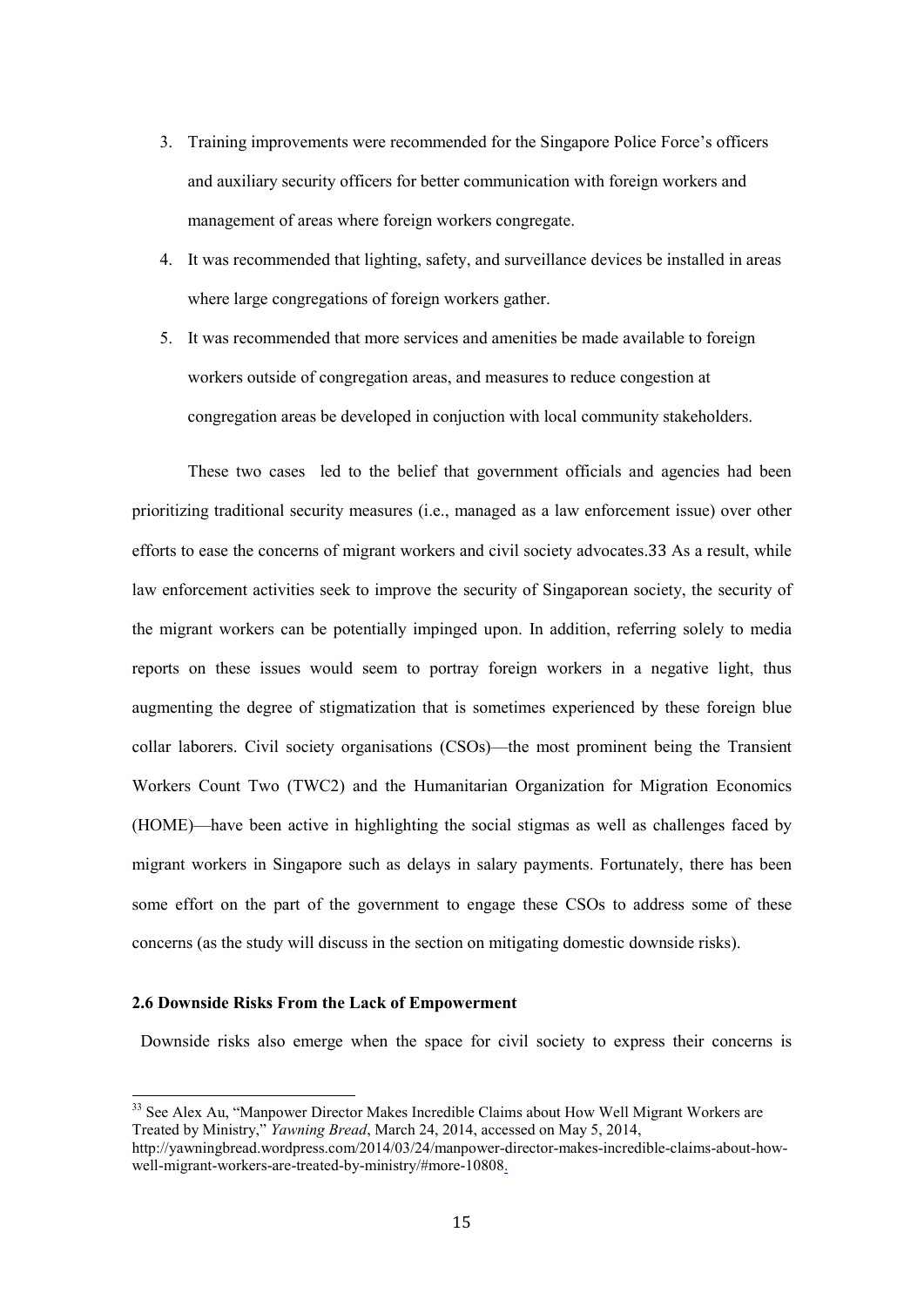3. Training improvements were recommended for the Singapore Police Force's officers and auxiliary security officers for better communication with foreign workers and management of areas where foreign workers congregate.
4. It was recommended that lighting, safety, and surveillance devices be installed in areas where large congregations of foreign workers gather.
5. It was recommended that more services and amenities be made available to foreign workers outside of congregation areas, and measures to reduce congestion at congregation areas be developed in conjuction with local community stakeholders.

These two cases led to the belief that government officials and agencies had been prioritizing traditional security measures (i.e., managed as a law enforcement issue) over other efforts to ease the concerns of migrant workers and civil society advocates.[33] As a result, while law enforcement activities seek to improve the security of Singaporean society, the security of the migrant workers can be potentially impinged upon. In addition, referring solely to media reports on these issues would seem to portray foreign workers in a negative light, thus augmenting the degree of stigmatization that is sometimes experienced by these foreign blue collar laborers. Civil society organisations (CSOs)—the most prominent being the Transient Workers Count Two (TWC2) and the Humanitarian Organization for Migration Economics (HOME)—have been active in highlighting the social stigmas as well as challenges faced by migrant workers in Singapore such as delays in salary payments. Fortunately, there has been some effort on the part of the government to engage these CSOs to address some of these concerns (as the study will discuss in the section on mitigating domestic downside risks).

### 2.6 Downside Risks From the Lack of Empowerment

Downside risks also emerge when the space for civil society to express their concerns is

---

[33] See Alex Au, "Manpower Director Makes Incredible Claims about How Well Migrant Workers are Treated by Ministry," *Yawning Bread*, March 24, 2014, accessed on May 5, 2014, http://yawningbread.wordpress.com/2014/03/24/manpower-director-makes-incredible-claims-about-how-well-migrant-workers-are-treated-by-ministry/#more-10808.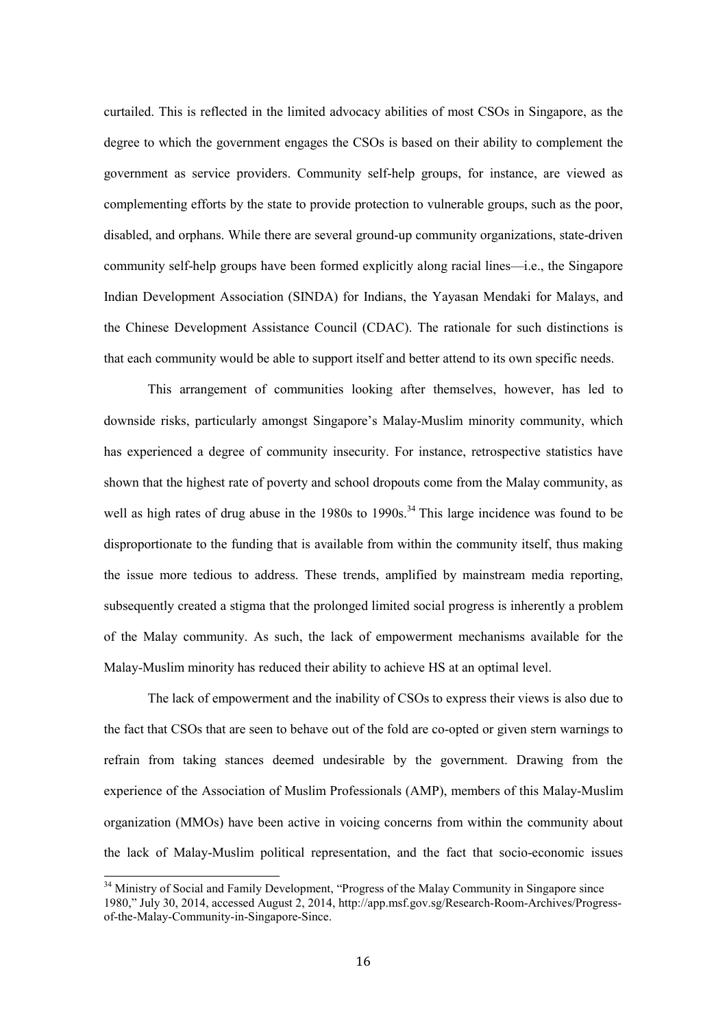curtailed. This is reflected in the limited advocacy abilities of most CSOs in Singapore, as the degree to which the government engages the CSOs is based on their ability to complement the government as service providers. Community self-help groups, for instance, are viewed as complementing efforts by the state to provide protection to vulnerable groups, such as the poor, disabled, and orphans. While there are several ground-up community organizations, state-driven community self-help groups have been formed explicitly along racial lines—i.e., the Singapore Indian Development Association (SINDA) for Indians, the Yayasan Mendaki for Malays, and the Chinese Development Assistance Council (CDAC). The rationale for such distinctions is that each community would be able to support itself and better attend to its own specific needs.

This arrangement of communities looking after themselves, however, has led to downside risks, particularly amongst Singapore's Malay-Muslim minority community, which has experienced a degree of community insecurity. For instance, retrospective statistics have shown that the highest rate of poverty and school dropouts come from the Malay community, as well as high rates of drug abuse in the 1980s to 1990s.[34] This large incidence was found to be disproportionate to the funding that is available from within the community itself, thus making the issue more tedious to address. These trends, amplified by mainstream media reporting, subsequently created a stigma that the prolonged limited social progress is inherently a problem of the Malay community. As such, the lack of empowerment mechanisms available for the Malay-Muslim minority has reduced their ability to achieve HS at an optimal level.

The lack of empowerment and the inability of CSOs to express their views is also due to the fact that CSOs that are seen to behave out of the fold are co-opted or given stern warnings to refrain from taking stances deemed undesirable by the government. Drawing from the experience of the Association of Muslim Professionals (AMP), members of this Malay-Muslim organization (MMOs) have been active in voicing concerns from within the community about the lack of Malay-Muslim political representation, and the fact that socio-economic issues

[34] Ministry of Social and Family Development, "Progress of the Malay Community in Singapore since 1980," July 30, 2014, accessed August 2, 2014, http://app.msf.gov.sg/Research-Room-Archives/Progress-of-the-Malay-Community-in-Singapore-Since.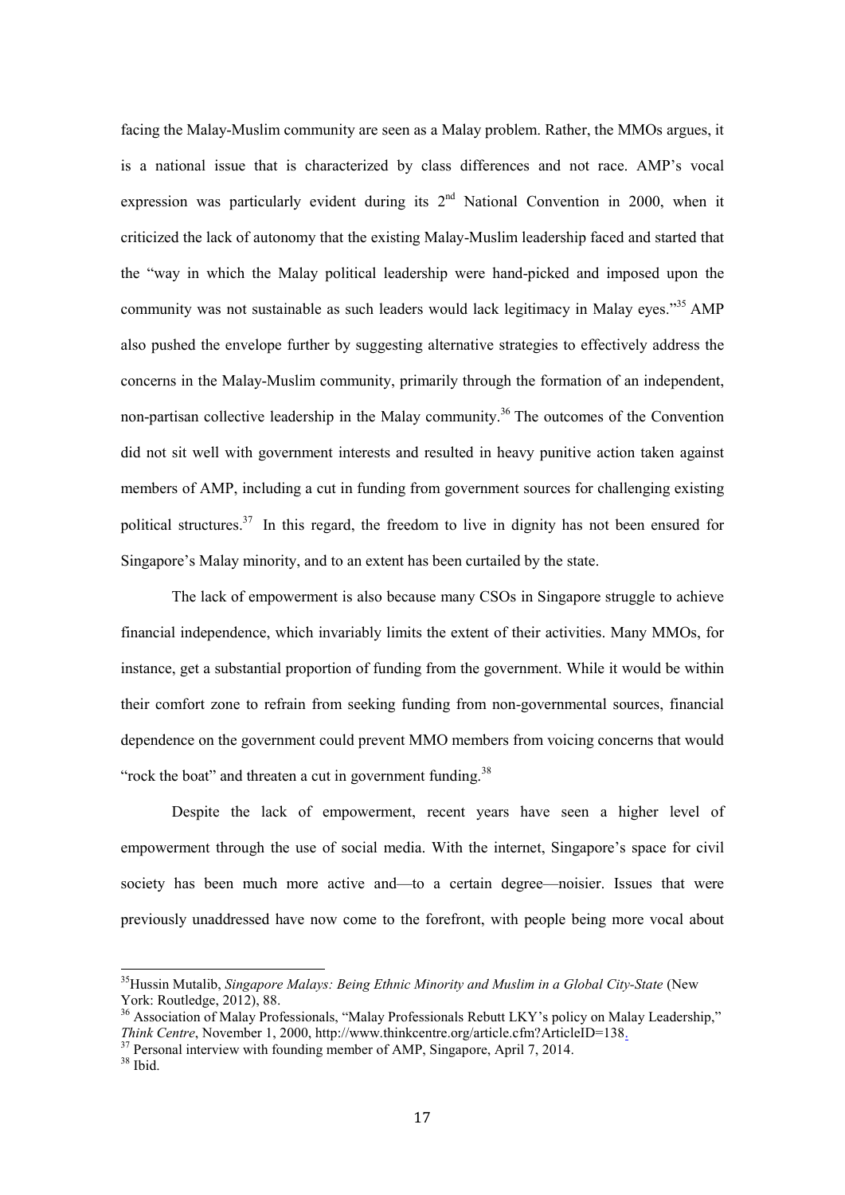facing the Malay-Muslim community are seen as a Malay problem. Rather, the MMOs argues, it is a national issue that is characterized by class differences and not race. AMP's vocal expression was particularly evident during its 2nd National Convention in 2000, when it criticized the lack of autonomy that the existing Malay-Muslim leadership faced and started that the "way in which the Malay political leadership were hand-picked and imposed upon the community was not sustainable as such leaders would lack legitimacy in Malay eyes."[35] AMP also pushed the envelope further by suggesting alternative strategies to effectively address the concerns in the Malay-Muslim community, primarily through the formation of an independent, non-partisan collective leadership in the Malay community.[36] The outcomes of the Convention did not sit well with government interests and resulted in heavy punitive action taken against members of AMP, including a cut in funding from government sources for challenging existing political structures.[37] In this regard, the freedom to live in dignity has not been ensured for Singapore's Malay minority, and to an extent has been curtailed by the state.

The lack of empowerment is also because many CSOs in Singapore struggle to achieve financial independence, which invariably limits the extent of their activities. Many MMOs, for instance, get a substantial proportion of funding from the government. While it would be within their comfort zone to refrain from seeking funding from non-governmental sources, financial dependence on the government could prevent MMO members from voicing concerns that would "rock the boat" and threaten a cut in government funding.[38]

Despite the lack of empowerment, recent years have seen a higher level of empowerment through the use of social media. With the internet, Singapore's space for civil society has been much more active and—to a certain degree—noisier. Issues that were previously unaddressed have now come to the forefront, with people being more vocal about

---

[35] Hussin Mutalib, *Singapore Malays: Being Ethnic Minority and Muslim in a Global City-State* (New York: Routledge, 2012), 88.

[36] Association of Malay Professionals, "Malay Professionals Rebutt LKY's policy on Malay Leadership," *Think Centre*, November 1, 2000, http://www.thinkcentre.org/article.cfm?ArticleID=138.

[37] Personal interview with founding member of AMP, Singapore, April 7, 2014.

[38] Ibid.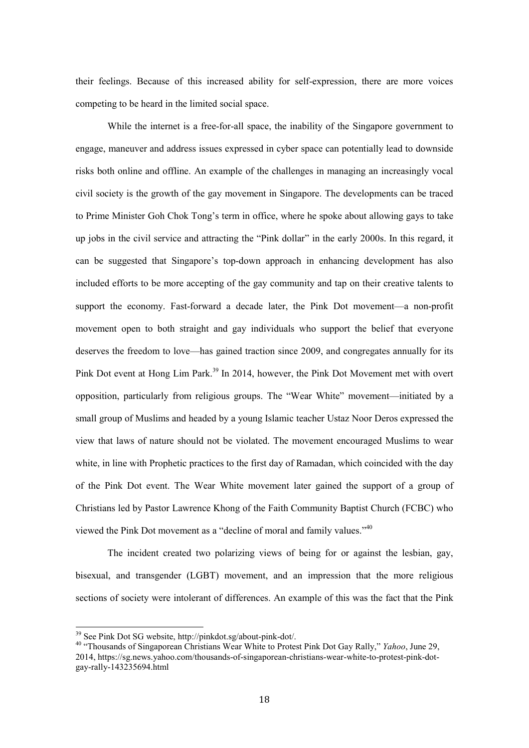their feelings. Because of this increased ability for self-expression, there are more voices competing to be heard in the limited social space.

While the internet is a free-for-all space, the inability of the Singapore government to engage, maneuver and address issues expressed in cyber space can potentially lead to downside risks both online and offline. An example of the challenges in managing an increasingly vocal civil society is the growth of the gay movement in Singapore. The developments can be traced to Prime Minister Goh Chok Tong's term in office, where he spoke about allowing gays to take up jobs in the civil service and attracting the "Pink dollar" in the early 2000s. In this regard, it can be suggested that Singapore's top-down approach in enhancing development has also included efforts to be more accepting of the gay community and tap on their creative talents to support the economy. Fast-forward a decade later, the Pink Dot movement—a non-profit movement open to both straight and gay individuals who support the belief that everyone deserves the freedom to love—has gained traction since 2009, and congregates annually for its Pink Dot event at Hong Lim Park.[39] In 2014, however, the Pink Dot Movement met with overt opposition, particularly from religious groups. The "Wear White" movement—initiated by a small group of Muslims and headed by a young Islamic teacher Ustaz Noor Deros expressed the view that laws of nature should not be violated. The movement encouraged Muslims to wear white, in line with Prophetic practices to the first day of Ramadan, which coincided with the day of the Pink Dot event. The Wear White movement later gained the support of a group of Christians led by Pastor Lawrence Khong of the Faith Community Baptist Church (FCBC) who viewed the Pink Dot movement as a "decline of moral and family values."[40]

The incident created two polarizing views of being for or against the lesbian, gay, bisexual, and transgender (LGBT) movement, and an impression that the more religious sections of society were intolerant of differences. An example of this was the fact that the Pink

---

[39] See Pink Dot SG website, http://pinkdot.sg/about-pink-dot/.

[40] "Thousands of Singaporean Christians Wear White to Protest Pink Dot Gay Rally," *Yahoo*, June 29, 2014, https://sg.news.yahoo.com/thousands-of-singaporean-christians-wear-white-to-protest-pink-dot-gay-rally-143235694.html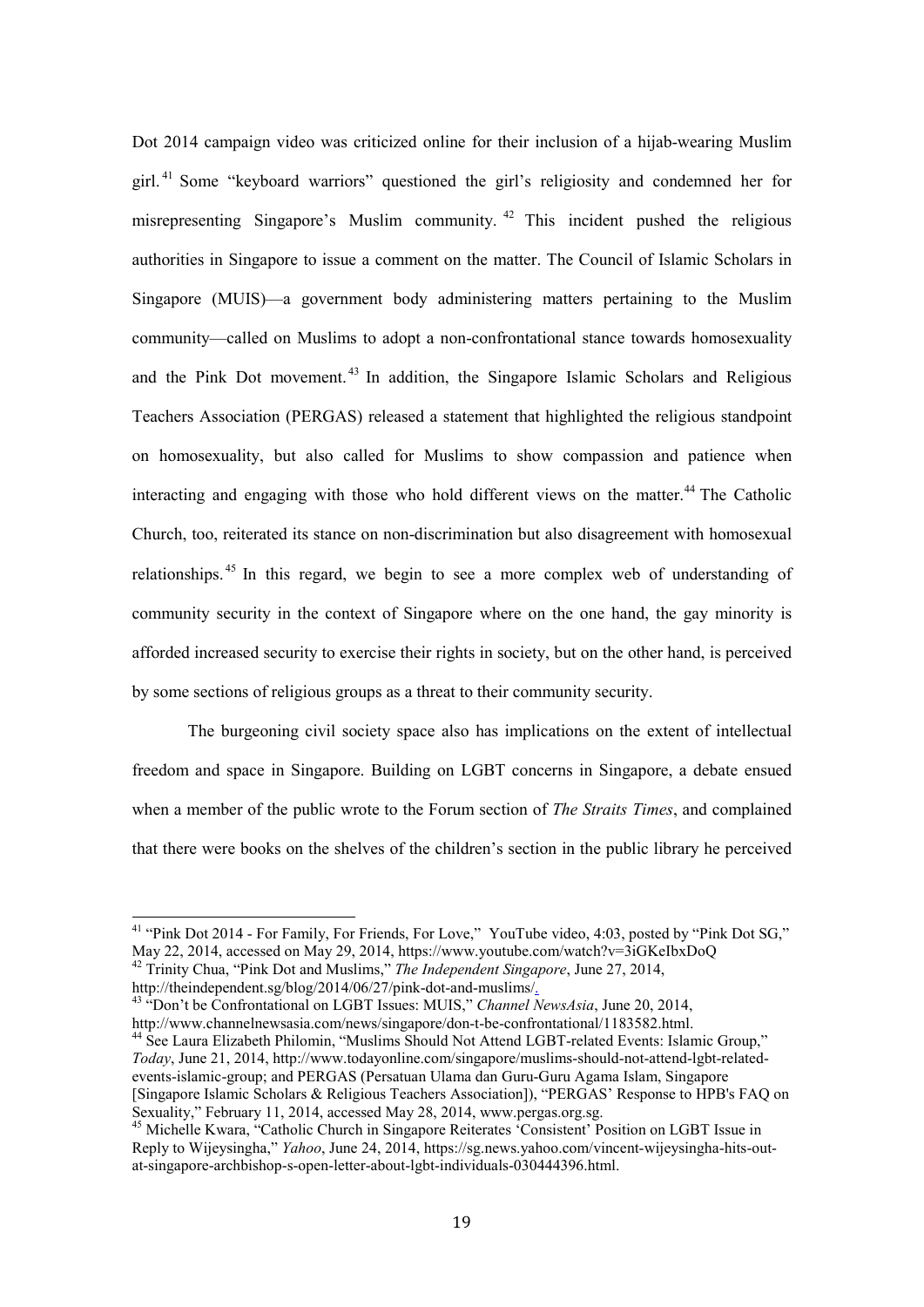Dot 2014 campaign video was criticized online for their inclusion of a hijab-wearing Muslim girl.[41] Some "keyboard warriors" questioned the girl's religiosity and condemned her for misrepresenting Singapore's Muslim community.[42] This incident pushed the religious authorities in Singapore to issue a comment on the matter. The Council of Islamic Scholars in Singapore (MUIS)—a government body administering matters pertaining to the Muslim community—called on Muslims to adopt a non-confrontational stance towards homosexuality and the Pink Dot movement.[43] In addition, the Singapore Islamic Scholars and Religious Teachers Association (PERGAS) released a statement that highlighted the religious standpoint on homosexuality, but also called for Muslims to show compassion and patience when interacting and engaging with those who hold different views on the matter.[44] The Catholic Church, too, reiterated its stance on non-discrimination but also disagreement with homosexual relationships.[45] In this regard, we begin to see a more complex web of understanding of community security in the context of Singapore where on the one hand, the gay minority is afforded increased security to exercise their rights in society, but on the other hand, is perceived by some sections of religious groups as a threat to their community security.

The burgeoning civil society space also has implications on the extent of intellectual freedom and space in Singapore. Building on LGBT concerns in Singapore, a debate ensued when a member of the public wrote to the Forum section of *The Straits Times*, and complained that there were books on the shelves of the children's section in the public library he perceived

---

[41] "Pink Dot 2014 - For Family, For Friends, For Love," YouTube video, 4:03, posted by "Pink Dot SG," May 22, 2014, accessed on May 29, 2014, https://www.youtube.com/watch?v=3iGKeIbxDoQ

[42] Trinity Chua, "Pink Dot and Muslims," *The Independent Singapore*, June 27, 2014, http://theindependent.sg/blog/2014/06/27/pink-dot-and-muslims/.

[43] "Don't be Confrontational on LGBT Issues: MUIS," *Channel NewsAsia*, June 20, 2014, http://www.channelnewsasia.com/news/singapore/don-t-be-confrontational/1183582.html.

[44] See Laura Elizabeth Philomin, "Muslims Should Not Attend LGBT-related Events: Islamic Group," *Today*, June 21, 2014, http://www.todayonline.com/singapore/muslims-should-not-attend-lgbt-related-events-islamic-group; and PERGAS (Persatuan Ulama dan Guru-Guru Agama Islam, Singapore [Singapore Islamic Scholars & Religious Teachers Association]), "PERGAS' Response to HPB's FAQ on Sexuality," February 11, 2014, accessed May 28, 2014, www.pergas.org.sg.

[45] Michelle Kwara, "Catholic Church in Singapore Reiterates 'Consistent' Position on LGBT Issue in Reply to Wijeysingha," *Yahoo*, June 24, 2014, https://sg.news.yahoo.com/vincent-wijeysingha-hits-out-at-singapore-archbishop-s-open-letter-about-lgbt-individuals-030444396.html.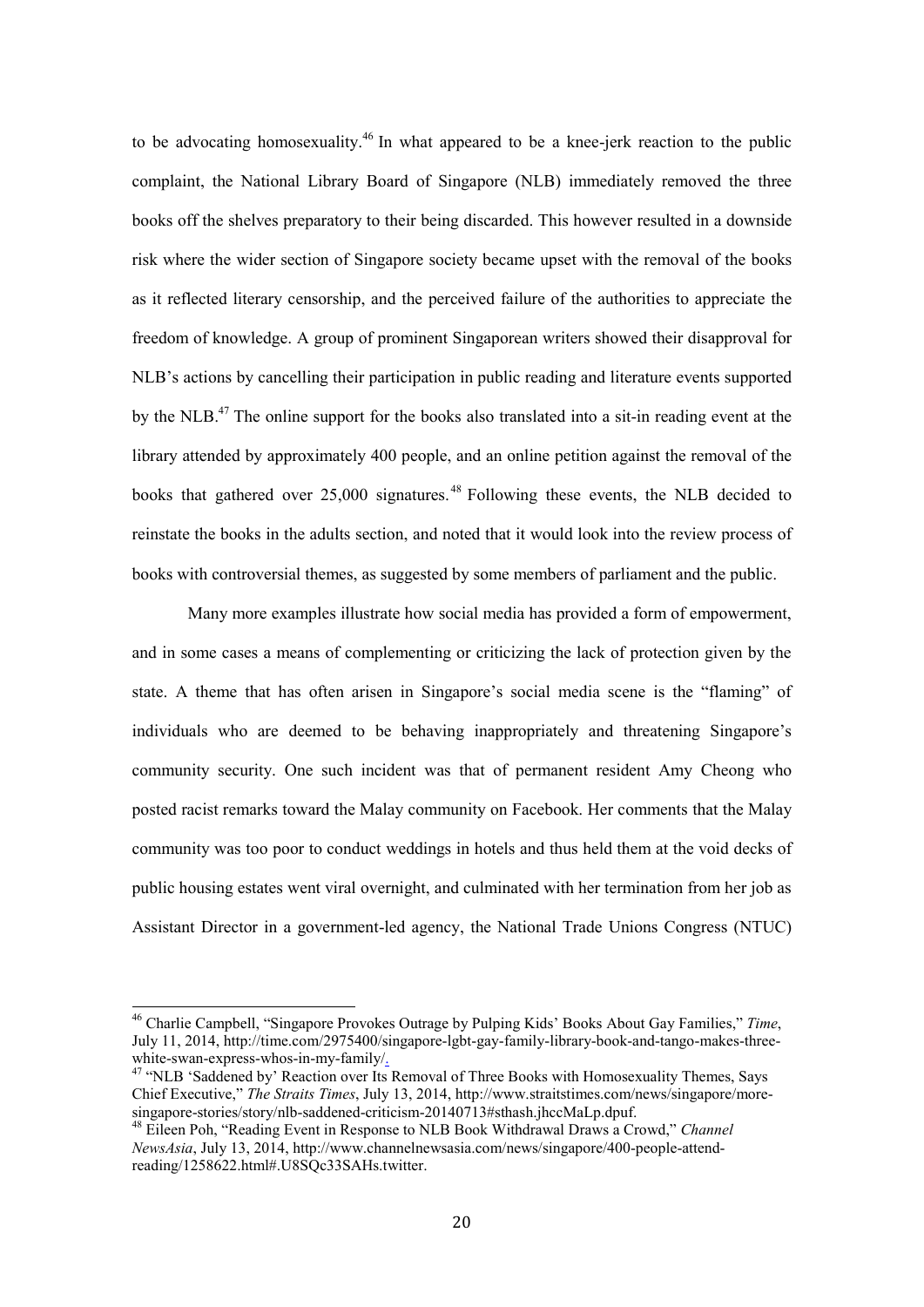to be advocating homosexuality.[46] In what appeared to be a knee-jerk reaction to the public complaint, the National Library Board of Singapore (NLB) immediately removed the three books off the shelves preparatory to their being discarded. This however resulted in a downside risk where the wider section of Singapore society became upset with the removal of the books as it reflected literary censorship, and the perceived failure of the authorities to appreciate the freedom of knowledge. A group of prominent Singaporean writers showed their disapproval for NLB's actions by cancelling their participation in public reading and literature events supported by the NLB.[47] The online support for the books also translated into a sit-in reading event at the library attended by approximately 400 people, and an online petition against the removal of the books that gathered over 25,000 signatures.[48] Following these events, the NLB decided to reinstate the books in the adults section, and noted that it would look into the review process of books with controversial themes, as suggested by some members of parliament and the public.

Many more examples illustrate how social media has provided a form of empowerment, and in some cases a means of complementing or criticizing the lack of protection given by the state. A theme that has often arisen in Singapore's social media scene is the "flaming" of individuals who are deemed to be behaving inappropriately and threatening Singapore's community security. One such incident was that of permanent resident Amy Cheong who posted racist remarks toward the Malay community on Facebook. Her comments that the Malay community was too poor to conduct weddings in hotels and thus held them at the void decks of public housing estates went viral overnight, and culminated with her termination from her job as Assistant Director in a government-led agency, the National Trade Unions Congress (NTUC)

---

[46] Charlie Campbell, "Singapore Provokes Outrage by Pulping Kids' Books About Gay Families," *Time*, July 11, 2014, http://time.com/2975400/singapore-lgbt-gay-family-library-book-and-tango-makes-three-white-swan-express-whos-in-my-family/.

[47] "NLB 'Saddened by' Reaction over Its Removal of Three Books with Homosexuality Themes, Says Chief Executive," *The Straits Times*, July 13, 2014, http://www.straitstimes.com/news/singapore/more-singapore-stories/story/nlb-saddened-criticism-20140713#sthash.jhccMaLp.dpuf.

[48] Eileen Poh, "Reading Event in Response to NLB Book Withdrawal Draws a Crowd," *Channel NewsAsia*, July 13, 2014, http://www.channelnewsasia.com/news/singapore/400-people-attend-reading/1258622.html#.U8SQc33SAHs.twitter.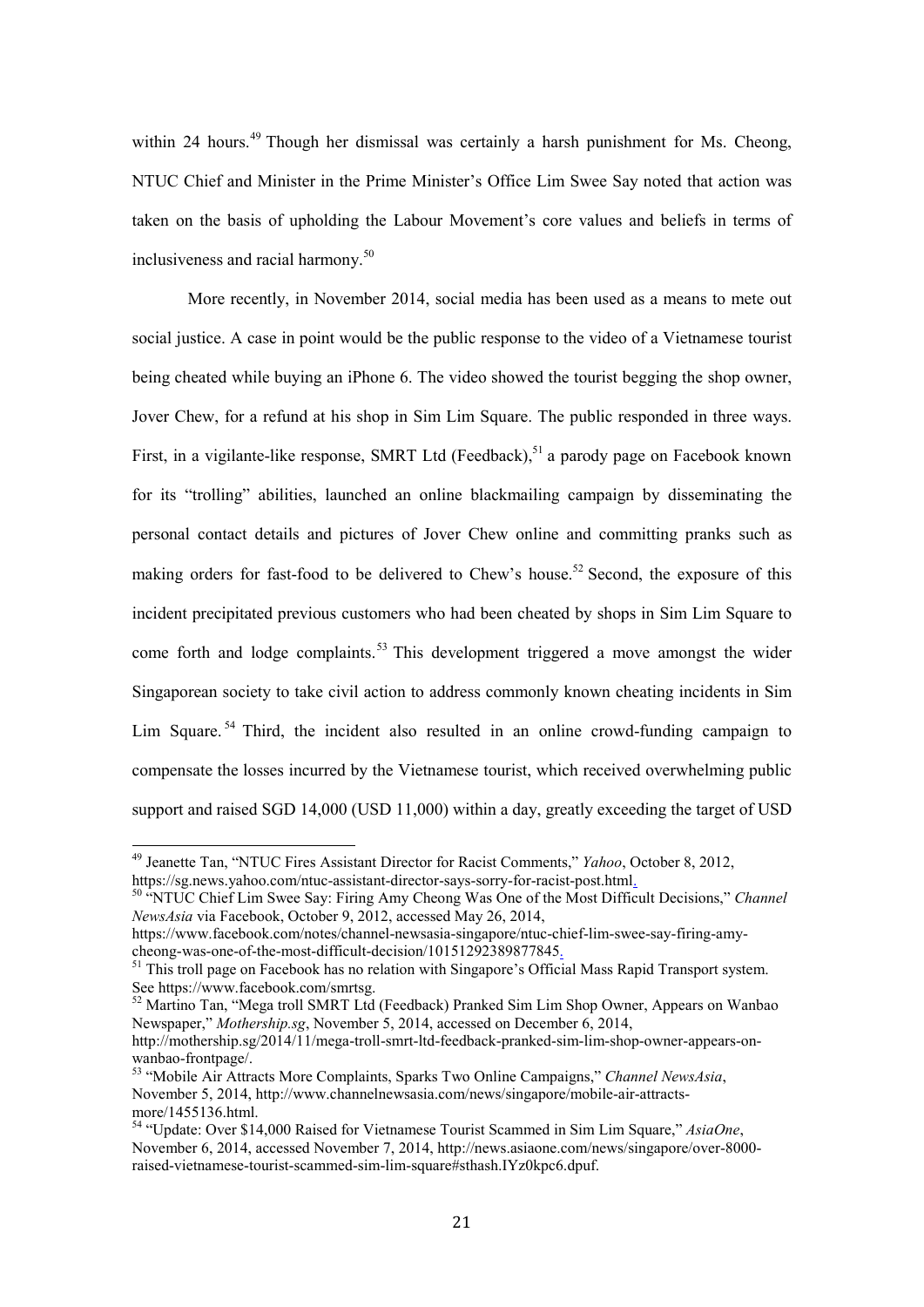within 24 hours.[49] Though her dismissal was certainly a harsh punishment for Ms. Cheong, NTUC Chief and Minister in the Prime Minister's Office Lim Swee Say noted that action was taken on the basis of upholding the Labour Movement's core values and beliefs in terms of inclusiveness and racial harmony.[50]

More recently, in November 2014, social media has been used as a means to mete out social justice. A case in point would be the public response to the video of a Vietnamese tourist being cheated while buying an iPhone 6. The video showed the tourist begging the shop owner, Jover Chew, for a refund at his shop in Sim Lim Square. The public responded in three ways. First, in a vigilante-like response, SMRT Ltd (Feedback),[51] a parody page on Facebook known for its "trolling" abilities, launched an online blackmailing campaign by disseminating the personal contact details and pictures of Jover Chew online and committing pranks such as making orders for fast-food to be delivered to Chew's house.[52] Second, the exposure of this incident precipitated previous customers who had been cheated by shops in Sim Lim Square to come forth and lodge complaints.[53] This development triggered a move amongst the wider Singaporean society to take civil action to address commonly known cheating incidents in Sim Lim Square.[54] Third, the incident also resulted in an online crowd-funding campaign to compensate the losses incurred by the Vietnamese tourist, which received overwhelming public support and raised SGD 14,000 (USD 11,000) within a day, greatly exceeding the target of USD

---

[49] Jeanette Tan, "NTUC Fires Assistant Director for Racist Comments," *Yahoo*, October 8, 2012, https://sg.news.yahoo.com/ntuc-assistant-director-says-sorry-for-racist-post.html.

[50] "NTUC Chief Lim Swee Say: Firing Amy Cheong Was One of the Most Difficult Decisions," *Channel NewsAsia* via Facebook, October 9, 2012, accessed May 26, 2014, https://www.facebook.com/notes/channel-newsasia-singapore/ntuc-chief-lim-swee-say-firing-amy-cheong-was-one-of-the-most-difficult-decision/10151292389877845.

[51] This troll page on Facebook has no relation with Singapore's Official Mass Rapid Transport system. See https://www.facebook.com/smrtsg.

[52] Martino Tan, "Mega troll SMRT Ltd (Feedback) Pranked Sim Lim Shop Owner, Appears on Wanbao Newspaper," *Mothership.sg*, November 5, 2014, accessed on December 6, 2014, http://mothership.sg/2014/11/mega-troll-smrt-ltd-feedback-pranked-sim-lim-shop-owner-appears-on-wanbao-frontpage/.

[53] "Mobile Air Attracts More Complaints, Sparks Two Online Campaigns," *Channel NewsAsia*, November 5, 2014, http://www.channelnewsasia.com/news/singapore/mobile-air-attracts-more/1455136.html.

[54] "Update: Over $14,000 Raised for Vietnamese Tourist Scammed in Sim Lim Square," *AsiaOne*, November 6, 2014, accessed November 7, 2014, http://news.asiaone.com/news/singapore/over-8000-raised-vietnamese-tourist-scammed-sim-lim-square#sthash.IYz0kpc6.dpuf.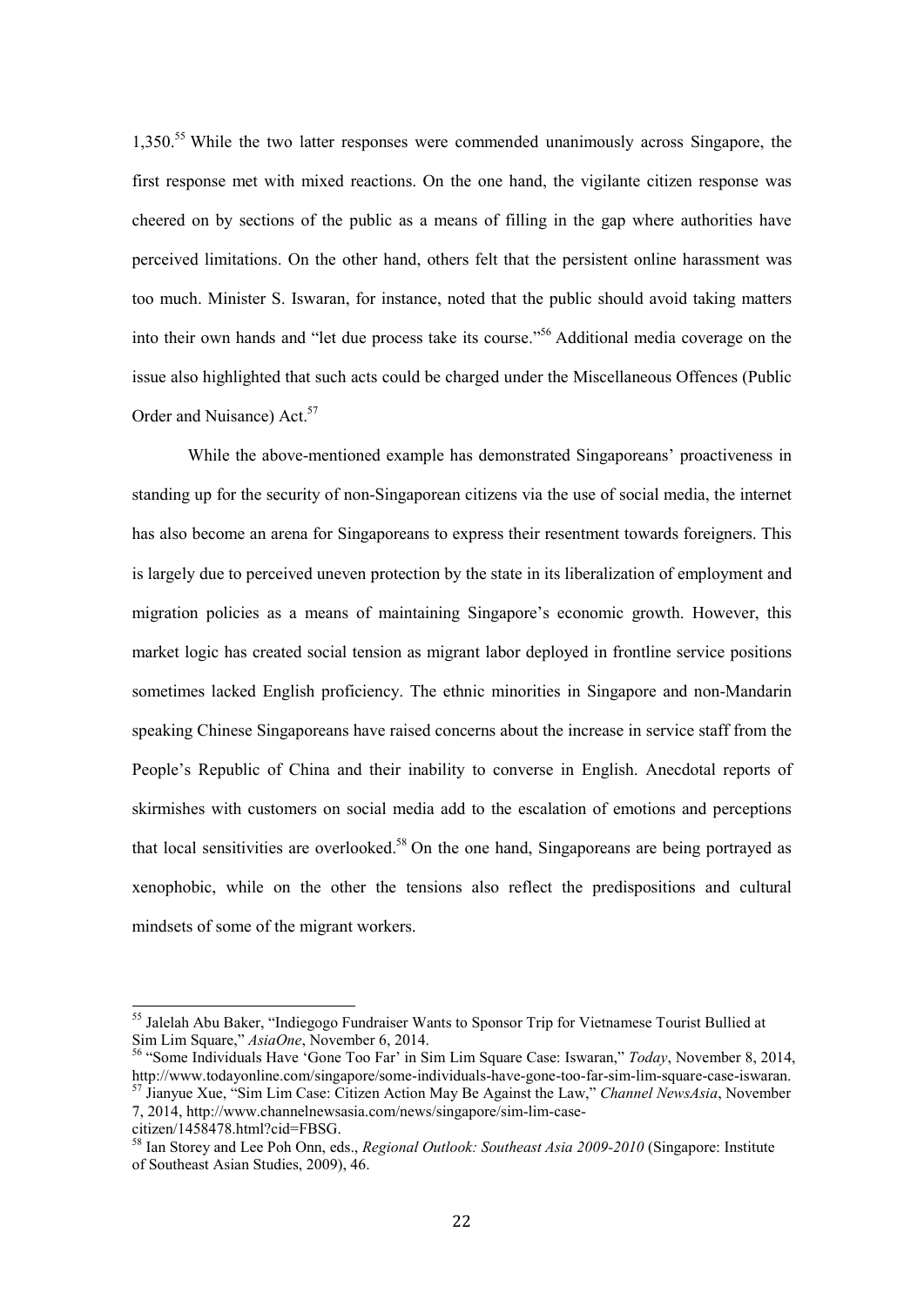1,350.[55] While the two latter responses were commended unanimously across Singapore, the first response met with mixed reactions. On the one hand, the vigilante citizen response was cheered on by sections of the public as a means of filling in the gap where authorities have perceived limitations. On the other hand, others felt that the persistent online harassment was too much. Minister S. Iswaran, for instance, noted that the public should avoid taking matters into their own hands and "let due process take its course."[56] Additional media coverage on the issue also highlighted that such acts could be charged under the Miscellaneous Offences (Public Order and Nuisance) Act.[57]

While the above-mentioned example has demonstrated Singaporeans' proactiveness in standing up for the security of non-Singaporean citizens via the use of social media, the internet has also become an arena for Singaporeans to express their resentment towards foreigners. This is largely due to perceived uneven protection by the state in its liberalization of employment and migration policies as a means of maintaining Singapore's economic growth. However, this market logic has created social tension as migrant labor deployed in frontline service positions sometimes lacked English proficiency. The ethnic minorities in Singapore and non-Mandarin speaking Chinese Singaporeans have raised concerns about the increase in service staff from the People's Republic of China and their inability to converse in English. Anecdotal reports of skirmishes with customers on social media add to the escalation of emotions and perceptions that local sensitivities are overlooked.[58] On the one hand, Singaporeans are being portrayed as xenophobic, while on the other the tensions also reflect the predispositions and cultural mindsets of some of the migrant workers.

---

[55] Jalelah Abu Baker, "Indiegogo Fundraiser Wants to Sponsor Trip for Vietnamese Tourist Bullied at Sim Lim Square," *AsiaOne*, November 6, 2014.

[56] "Some Individuals Have 'Gone Too Far' in Sim Lim Square Case: Iswaran," *Today*, November 8, 2014, http://www.todayonline.com/singapore/some-individuals-have-gone-too-far-sim-lim-square-case-iswaran.

[57] Jianyue Xue, "Sim Lim Case: Citizen Action May Be Against the Law," *Channel NewsAsia*, November 7, 2014, http://www.channelnewsasia.com/news/singapore/sim-lim-case-citizen/1458478.html?cid=FBSG.

[58] Ian Storey and Lee Poh Onn, eds., *Regional Outlook: Southeast Asia 2009-2010* (Singapore: Institute of Southeast Asian Studies, 2009), 46.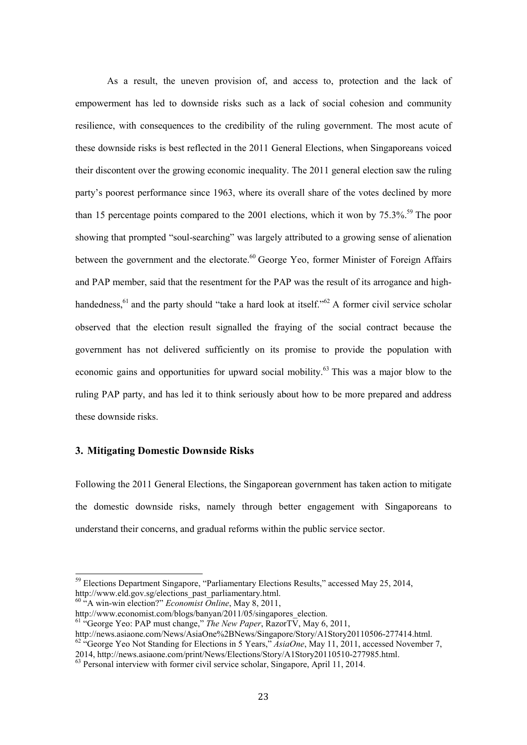As a result, the uneven provision of, and access to, protection and the lack of empowerment has led to downside risks such as a lack of social cohesion and community resilience, with consequences to the credibility of the ruling government. The most acute of these downside risks is best reflected in the 2011 General Elections, when Singaporeans voiced their discontent over the growing economic inequality. The 2011 general election saw the ruling party's poorest performance since 1963, where its overall share of the votes declined by more than 15 percentage points compared to the 2001 elections, which it won by 75.3%.[59] The poor showing that prompted "soul-searching" was largely attributed to a growing sense of alienation between the government and the electorate.[60] George Yeo, former Minister of Foreign Affairs and PAP member, said that the resentment for the PAP was the result of its arrogance and high-handedness,[61] and the party should "take a hard look at itself."[62] A former civil service scholar observed that the election result signalled the fraying of the social contract because the government has not delivered sufficiently on its promise to provide the population with economic gains and opportunities for upward social mobility.[63] This was a major blow to the ruling PAP party, and has led it to think seriously about how to be more prepared and address these downside risks.

### 3. Mitigating Domestic Downside Risks

Following the 2011 General Elections, the Singaporean government has taken action to mitigate the domestic downside risks, namely through better engagement with Singaporeans to understand their concerns, and gradual reforms within the public service sector.

---

[59] Elections Department Singapore, "Parliamentary Elections Results," accessed May 25, 2014, http://www.eld.gov.sg/elections_past_parliamentary.html.

[60] "A win-win election?" *Economist Online*, May 8, 2011, http://www.economist.com/blogs/banyan/2011/05/singapores_election.

[61] "George Yeo: PAP must change," *The New Paper*, RazorTV, May 6, 2011, http://news.asiaone.com/News/AsiaOne%2BNews/Singapore/Story/A1Story20110506-277414.html.

[62] "George Yeo Not Standing for Elections in 5 Years," *AsiaOne*, May 11, 2011, accessed November 7, 2014, http://news.asiaone.com/print/News/Elections/Story/A1Story20110510-277985.html.

[63] Personal interview with former civil service scholar, Singapore, April 11, 2014.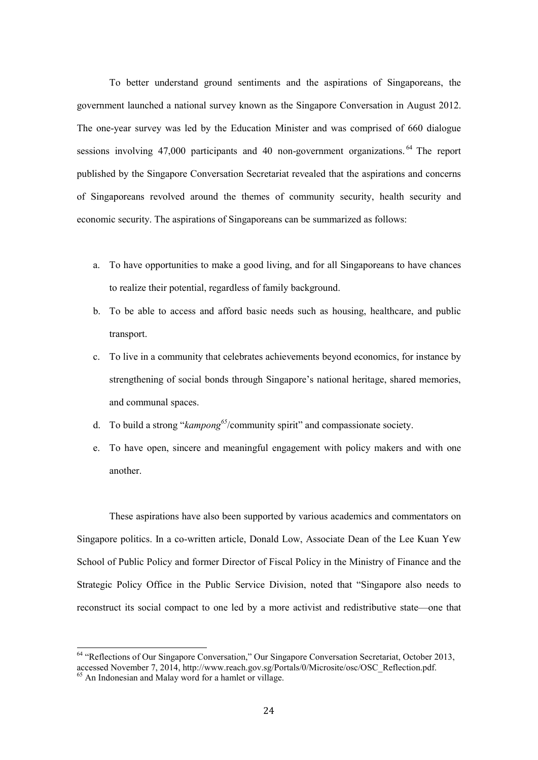To better understand ground sentiments and the aspirations of Singaporeans, the government launched a national survey known as the Singapore Conversation in August 2012. The one-year survey was led by the Education Minister and was comprised of 660 dialogue sessions involving 47,000 participants and 40 non-government organizations.[64] The report published by the Singapore Conversation Secretariat revealed that the aspirations and concerns of Singaporeans revolved around the themes of community security, health security and economic security. The aspirations of Singaporeans can be summarized as follows:

a. To have opportunities to make a good living, and for all Singaporeans to have chances to realize their potential, regardless of family background.
b. To be able to access and afford basic needs such as housing, healthcare, and public transport.
c. To live in a community that celebrates achievements beyond economics, for instance by strengthening of social bonds through Singapore's national heritage, shared memories, and communal spaces.
d. To build a strong "*kampong*[65]/community spirit" and compassionate society.
e. To have open, sincere and meaningful engagement with policy makers and with one another.

These aspirations have also been supported by various academics and commentators on Singapore politics. In a co-written article, Donald Low, Associate Dean of the Lee Kuan Yew School of Public Policy and former Director of Fiscal Policy in the Ministry of Finance and the Strategic Policy Office in the Public Service Division, noted that "Singapore also needs to reconstruct its social compact to one led by a more activist and redistributive state—one that

---

[64] "Reflections of Our Singapore Conversation," Our Singapore Conversation Secretariat, October 2013, accessed November 7, 2014, http://www.reach.gov.sg/Portals/0/Microsite/osc/OSC_Reflection.pdf.

[65] An Indonesian and Malay word for a hamlet or village.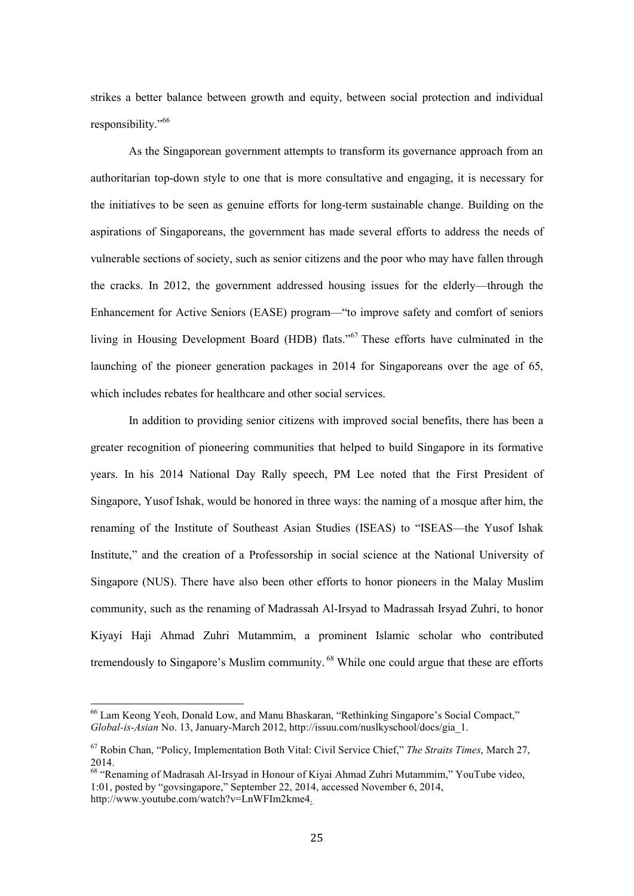strikes a better balance between growth and equity, between social protection and individual responsibility."[66]

As the Singaporean government attempts to transform its governance approach from an authoritarian top-down style to one that is more consultative and engaging, it is necessary for the initiatives to be seen as genuine efforts for long-term sustainable change. Building on the aspirations of Singaporeans, the government has made several efforts to address the needs of vulnerable sections of society, such as senior citizens and the poor who may have fallen through the cracks. In 2012, the government addressed housing issues for the elderly—through the Enhancement for Active Seniors (EASE) program—"to improve safety and comfort of seniors living in Housing Development Board (HDB) flats."[67] These efforts have culminated in the launching of the pioneer generation packages in 2014 for Singaporeans over the age of 65, which includes rebates for healthcare and other social services.

In addition to providing senior citizens with improved social benefits, there has been a greater recognition of pioneering communities that helped to build Singapore in its formative years. In his 2014 National Day Rally speech, PM Lee noted that the First President of Singapore, Yusof Ishak, would be honored in three ways: the naming of a mosque after him, the renaming of the Institute of Southeast Asian Studies (ISEAS) to "ISEAS—the Yusof Ishak Institute," and the creation of a Professorship in social science at the National University of Singapore (NUS). There have also been other efforts to honor pioneers in the Malay Muslim community, such as the renaming of Madrassah Al-Irsyad to Madrassah Irsyad Zuhri, to honor Kiyayi Haji Ahmad Zuhri Mutammim, a prominent Islamic scholar who contributed tremendously to Singapore's Muslim community.[68] While one could argue that these are efforts

---

[66] Lam Keong Yeoh, Donald Low, and Manu Bhaskaran, "Rethinking Singapore's Social Compact," *Global-is-Asian* No. 13, January-March 2012, http://issuu.com/nuslkyschool/docs/gia_1.

[67] Robin Chan, "Policy, Implementation Both Vital: Civil Service Chief," *The Straits Times*, March 27, 2014.

[68] "Renaming of Madrasah Al-Irsyad in Honour of Kiyai Ahmad Zuhri Mutammim," YouTube video, 1:01, posted by "govsingapore," September 22, 2014, accessed November 6, 2014, http://www.youtube.com/watch?v=LnWFIm2kme4.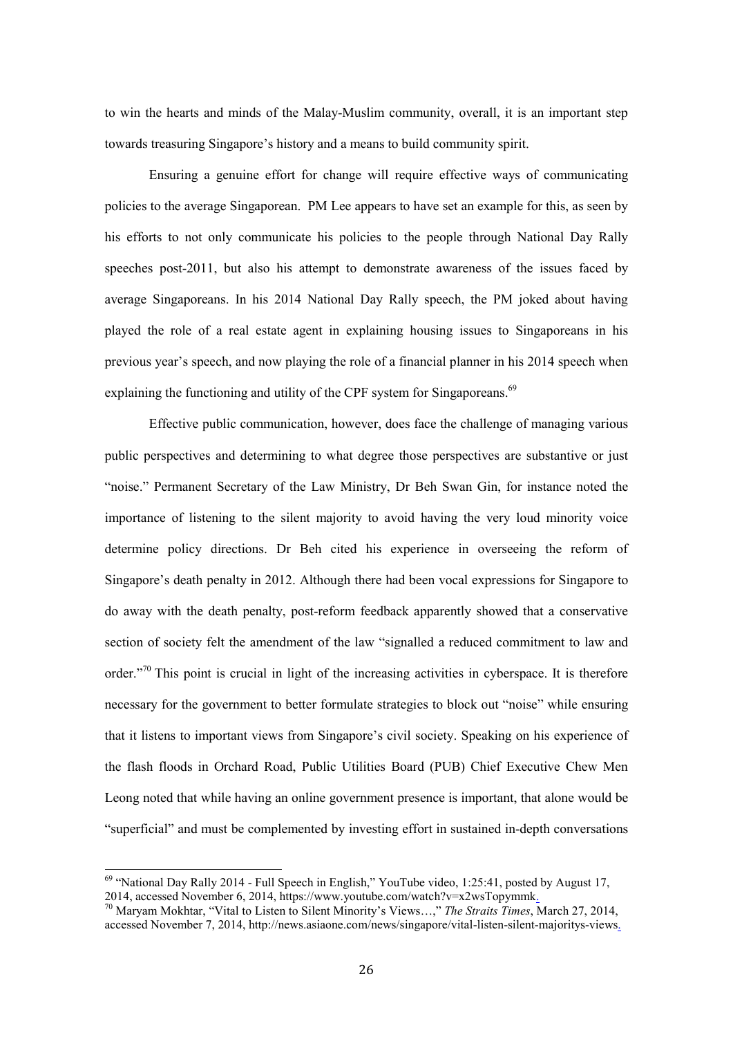to win the hearts and minds of the Malay-Muslim community, overall, it is an important step towards treasuring Singapore's history and a means to build community spirit.

Ensuring a genuine effort for change will require effective ways of communicating policies to the average Singaporean. PM Lee appears to have set an example for this, as seen by his efforts to not only communicate his policies to the people through National Day Rally speeches post-2011, but also his attempt to demonstrate awareness of the issues faced by average Singaporeans. In his 2014 National Day Rally speech, the PM joked about having played the role of a real estate agent in explaining housing issues to Singaporeans in his previous year's speech, and now playing the role of a financial planner in his 2014 speech when explaining the functioning and utility of the CPF system for Singaporeans.[69]

Effective public communication, however, does face the challenge of managing various public perspectives and determining to what degree those perspectives are substantive or just "noise." Permanent Secretary of the Law Ministry, Dr Beh Swan Gin, for instance noted the importance of listening to the silent majority to avoid having the very loud minority voice determine policy directions. Dr Beh cited his experience in overseeing the reform of Singapore's death penalty in 2012. Although there had been vocal expressions for Singapore to do away with the death penalty, post-reform feedback apparently showed that a conservative section of society felt the amendment of the law "signalled a reduced commitment to law and order."[70] This point is crucial in light of the increasing activities in cyberspace. It is therefore necessary for the government to better formulate strategies to block out "noise" while ensuring that it listens to important views from Singapore's civil society. Speaking on his experience of the flash floods in Orchard Road, Public Utilities Board (PUB) Chief Executive Chew Men Leong noted that while having an online government presence is important, that alone would be "superficial" and must be complemented by investing effort in sustained in-depth conversations

---

[69] "National Day Rally 2014 - Full Speech in English," YouTube video, 1:25:41, posted by August 17, 2014, accessed November 6, 2014, https://www.youtube.com/watch?v=x2wsTopymmk.

[70] Maryam Mokhtar, "Vital to Listen to Silent Minority's Views…," *The Straits Times*, March 27, 2014, accessed November 7, 2014, http://news.asiaone.com/news/singapore/vital-listen-silent-majoritys-views.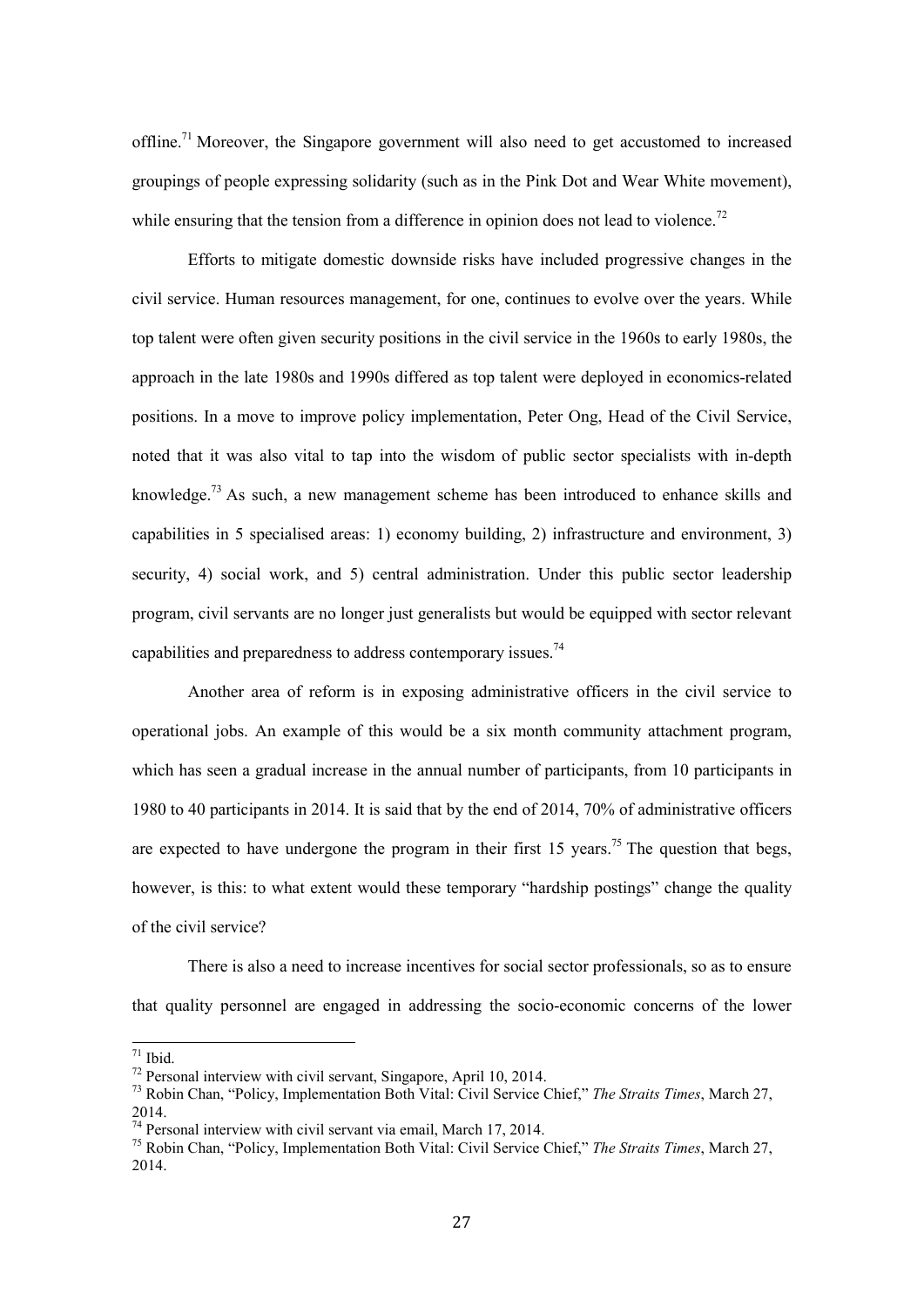offline.[71] Moreover, the Singapore government will also need to get accustomed to increased groupings of people expressing solidarity (such as in the Pink Dot and Wear White movement), while ensuring that the tension from a difference in opinion does not lead to violence.[72]

Efforts to mitigate domestic downside risks have included progressive changes in the civil service. Human resources management, for one, continues to evolve over the years. While top talent were often given security positions in the civil service in the 1960s to early 1980s, the approach in the late 1980s and 1990s differed as top talent were deployed in economics-related positions. In a move to improve policy implementation, Peter Ong, Head of the Civil Service, noted that it was also vital to tap into the wisdom of public sector specialists with in-depth knowledge.[73] As such, a new management scheme has been introduced to enhance skills and capabilities in 5 specialised areas: 1) economy building, 2) infrastructure and environment, 3) security, 4) social work, and 5) central administration. Under this public sector leadership program, civil servants are no longer just generalists but would be equipped with sector relevant capabilities and preparedness to address contemporary issues.[74]

Another area of reform is in exposing administrative officers in the civil service to operational jobs. An example of this would be a six month community attachment program, which has seen a gradual increase in the annual number of participants, from 10 participants in 1980 to 40 participants in 2014. It is said that by the end of 2014, 70% of administrative officers are expected to have undergone the program in their first 15 years.[75] The question that begs, however, is this: to what extent would these temporary "hardship postings" change the quality of the civil service?

There is also a need to increase incentives for social sector professionals, so as to ensure that quality personnel are engaged in addressing the socio-economic concerns of the lower

---

[71] Ibid.

[72] Personal interview with civil servant, Singapore, April 10, 2014.

[73] Robin Chan, "Policy, Implementation Both Vital: Civil Service Chief," *The Straits Times*, March 27, 2014.

[74] Personal interview with civil servant via email, March 17, 2014.

[75] Robin Chan, "Policy, Implementation Both Vital: Civil Service Chief," *The Straits Times*, March 27, 2014.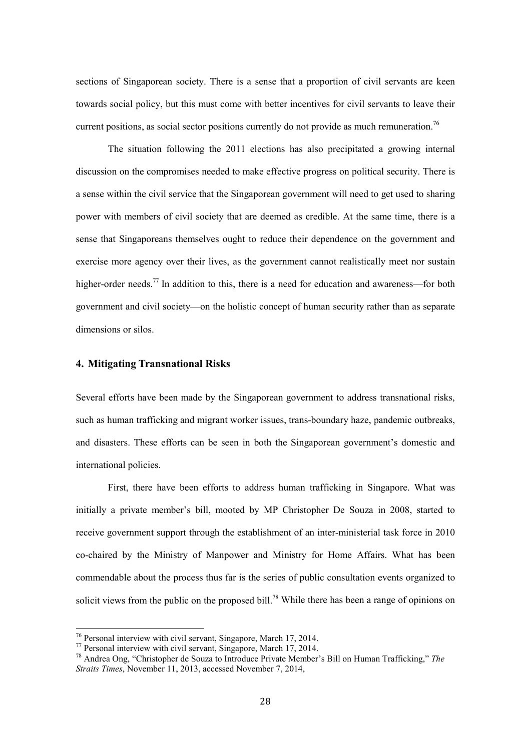sections of Singaporean society. There is a sense that a proportion of civil servants are keen towards social policy, but this must come with better incentives for civil servants to leave their current positions, as social sector positions currently do not provide as much remuneration.[76]

The situation following the 2011 elections has also precipitated a growing internal discussion on the compromises needed to make effective progress on political security. There is a sense within the civil service that the Singaporean government will need to get used to sharing power with members of civil society that are deemed as credible. At the same time, there is a sense that Singaporeans themselves ought to reduce their dependence on the government and exercise more agency over their lives, as the government cannot realistically meet nor sustain higher-order needs.[77] In addition to this, there is a need for education and awareness—for both government and civil society—on the holistic concept of human security rather than as separate dimensions or silos.

## 4. Mitigating Transnational Risks

Several efforts have been made by the Singaporean government to address transnational risks, such as human trafficking and migrant worker issues, trans-boundary haze, pandemic outbreaks, and disasters. These efforts can be seen in both the Singaporean government's domestic and international policies.

First, there have been efforts to address human trafficking in Singapore. What was initially a private member's bill, mooted by MP Christopher De Souza in 2008, started to receive government support through the establishment of an inter-ministerial task force in 2010 co-chaired by the Ministry of Manpower and Ministry for Home Affairs. What has been commendable about the process thus far is the series of public consultation events organized to solicit views from the public on the proposed bill.[78] While there has been a range of opinions on

---

[76] Personal interview with civil servant, Singapore, March 17, 2014.

[77] Personal interview with civil servant, Singapore, March 17, 2014.

[78] Andrea Ong, "Christopher de Souza to Introduce Private Member's Bill on Human Trafficking," *The Straits Times*, November 11, 2013, accessed November 7, 2014,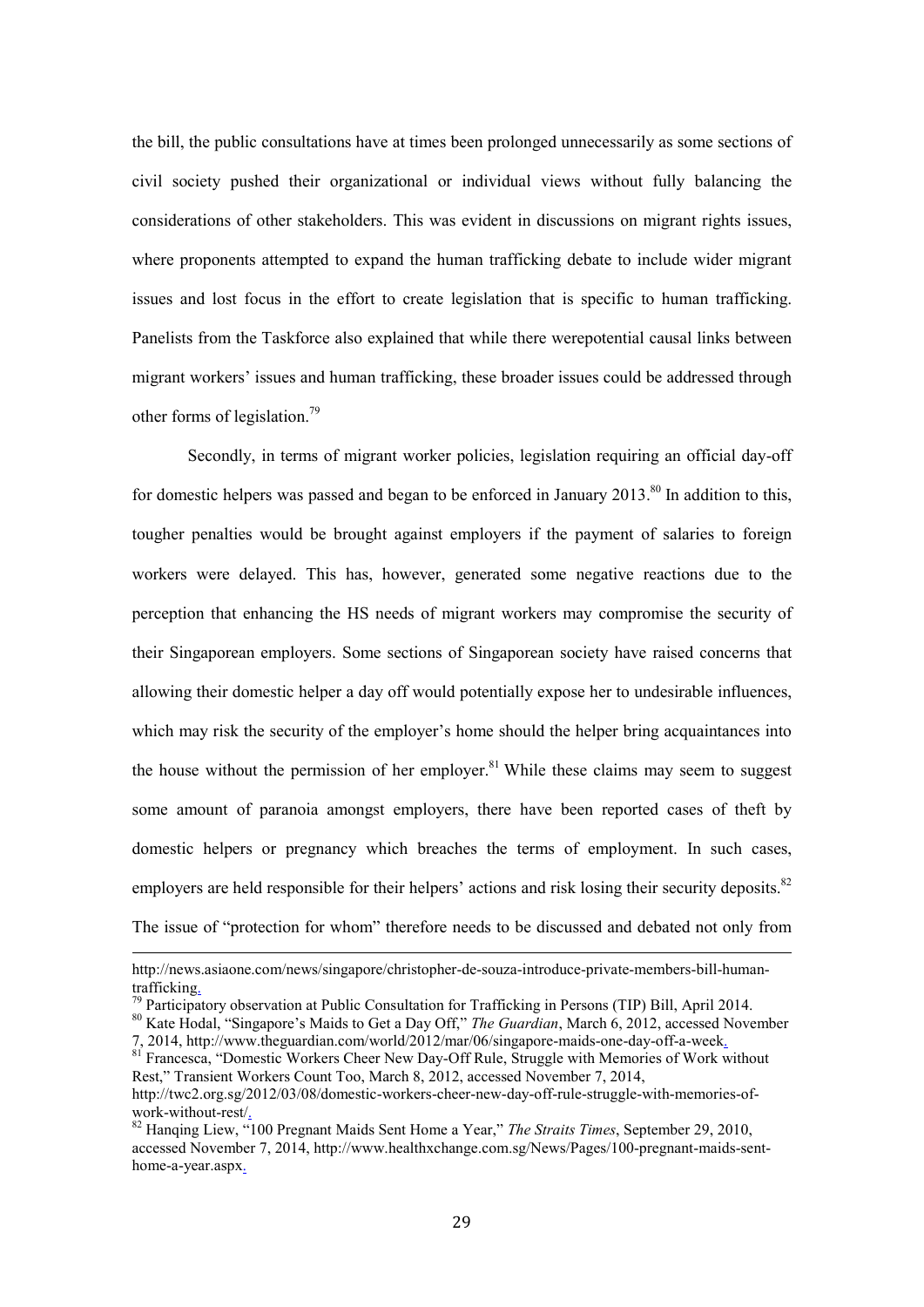the bill, the public consultations have at times been prolonged unnecessarily as some sections of civil society pushed their organizational or individual views without fully balancing the considerations of other stakeholders. This was evident in discussions on migrant rights issues, where proponents attempted to expand the human trafficking debate to include wider migrant issues and lost focus in the effort to create legislation that is specific to human trafficking. Panelists from the Taskforce also explained that while there werepotential causal links between migrant workers' issues and human trafficking, these broader issues could be addressed through other forms of legislation.[79]

Secondly, in terms of migrant worker policies, legislation requiring an official day-off for domestic helpers was passed and began to be enforced in January 2013.[80] In addition to this, tougher penalties would be brought against employers if the payment of salaries to foreign workers were delayed. This has, however, generated some negative reactions due to the perception that enhancing the HS needs of migrant workers may compromise the security of their Singaporean employers. Some sections of Singaporean society have raised concerns that allowing their domestic helper a day off would potentially expose her to undesirable influences, which may risk the security of the employer's home should the helper bring acquaintances into the house without the permission of her employer.[81] While these claims may seem to suggest some amount of paranoia amongst employers, there have been reported cases of theft by domestic helpers or pregnancy which breaches the terms of employment. In such cases, employers are held responsible for their helpers' actions and risk losing their security deposits.[82] The issue of "protection for whom" therefore needs to be discussed and debated not only from

---

http://news.asiaone.com/news/singapore/christopher-de-souza-introduce-private-members-bill-human-trafficking.

[79] Participatory observation at Public Consultation for Trafficking in Persons (TIP) Bill, April 2014.

[80] Kate Hodal, "Singapore's Maids to Get a Day Off," *The Guardian*, March 6, 2012, accessed November 7, 2014, http://www.theguardian.com/world/2012/mar/06/singapore-maids-one-day-off-a-week.

[81] Francesca, "Domestic Workers Cheer New Day-Off Rule, Struggle with Memories of Work without Rest," Transient Workers Count Too, March 8, 2012, accessed November 7, 2014, http://twc2.org.sg/2012/03/08/domestic-workers-cheer-new-day-off-rule-struggle-with-memories-of-work-without-rest/.

[82] Hanqing Liew, "100 Pregnant Maids Sent Home a Year," *The Straits Times*, September 29, 2010, accessed November 7, 2014, http://www.healthxchange.com.sg/News/Pages/100-pregnant-maids-sent-home-a-year.aspx.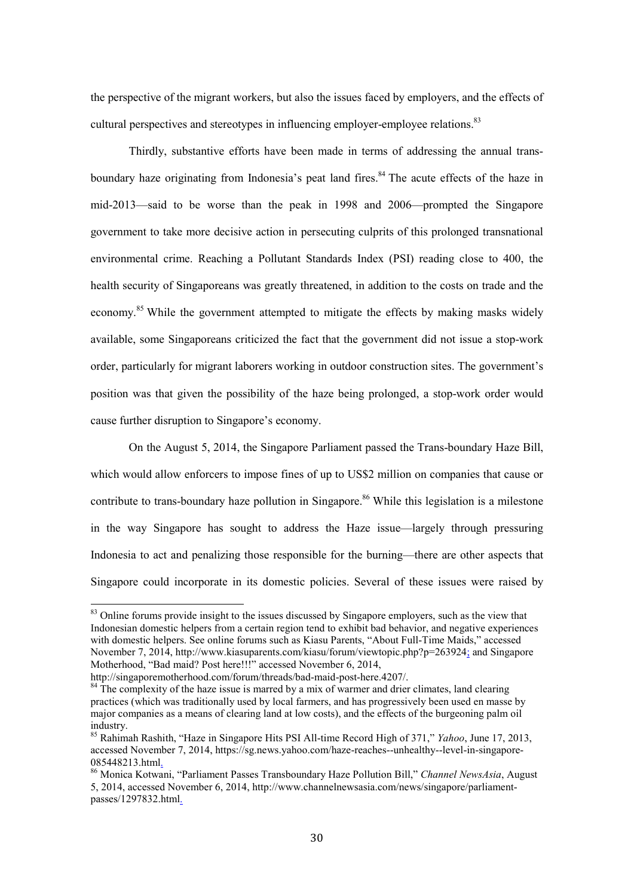the perspective of the migrant workers, but also the issues faced by employers, and the effects of cultural perspectives and stereotypes in influencing employer-employee relations.[83]

Thirdly, substantive efforts have been made in terms of addressing the annual trans-boundary haze originating from Indonesia's peat land fires.[84] The acute effects of the haze in mid-2013—said to be worse than the peak in 1998 and 2006—prompted the Singapore government to take more decisive action in persecuting culprits of this prolonged transnational environmental crime. Reaching a Pollutant Standards Index (PSI) reading close to 400, the health security of Singaporeans was greatly threatened, in addition to the costs on trade and the economy.[85] While the government attempted to mitigate the effects by making masks widely available, some Singaporeans criticized the fact that the government did not issue a stop-work order, particularly for migrant laborers working in outdoor construction sites. The government's position was that given the possibility of the haze being prolonged, a stop-work order would cause further disruption to Singapore's economy.

On the August 5, 2014, the Singapore Parliament passed the Trans-boundary Haze Bill, which would allow enforcers to impose fines of up to US$2 million on companies that cause or contribute to trans-boundary haze pollution in Singapore.[86] While this legislation is a milestone in the way Singapore has sought to address the Haze issue—largely through pressuring Indonesia to act and penalizing those responsible for the burning—there are other aspects that Singapore could incorporate in its domestic policies. Several of these issues were raised by

---

[83] Online forums provide insight to the issues discussed by Singapore employers, such as the view that Indonesian domestic helpers from a certain region tend to exhibit bad behavior, and negative experiences with domestic helpers. See online forums such as Kiasu Parents, "About Full-Time Maids," accessed November 7, 2014, http://www.kiasuparents.com/kiasu/forum/viewtopic.php?p=263924; and Singapore Motherhood, "Bad maid? Post here!!!" accessed November 6, 2014, http://singaporemotherhood.com/forum/threads/bad-maid-post-here.4207/.

[84] The complexity of the haze issue is marred by a mix of warmer and drier climates, land clearing practices (which was traditionally used by local farmers, and has progressively been used en masse by major companies as a means of clearing land at low costs), and the effects of the burgeoning palm oil industry.

[85] Rahimah Rashith, "Haze in Singapore Hits PSI All-time Record High of 371," *Yahoo*, June 17, 2013, accessed November 7, 2014, https://sg.news.yahoo.com/haze-reaches--unhealthy--level-in-singapore-085448213.html.

[86] Monica Kotwani, "Parliament Passes Transboundary Haze Pollution Bill," *Channel NewsAsia*, August 5, 2014, accessed November 6, 2014, http://www.channelnewsasia.com/news/singapore/parliament-passes/1297832.html.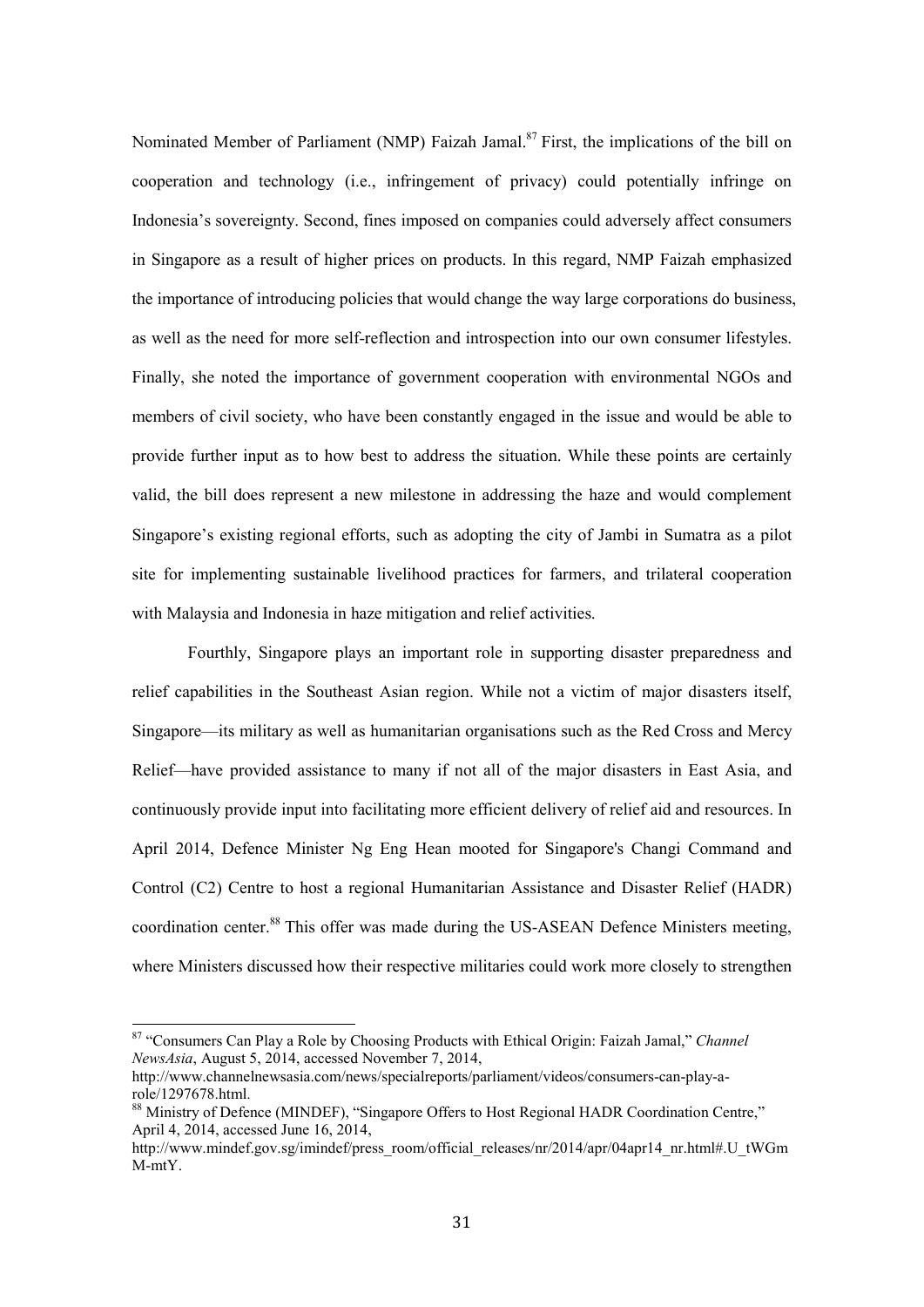Nominated Member of Parliament (NMP) Faizah Jamal.[87] First, the implications of the bill on cooperation and technology (i.e., infringement of privacy) could potentially infringe on Indonesia's sovereignty. Second, fines imposed on companies could adversely affect consumers in Singapore as a result of higher prices on products. In this regard, NMP Faizah emphasized the importance of introducing policies that would change the way large corporations do business, as well as the need for more self-reflection and introspection into our own consumer lifestyles. Finally, she noted the importance of government cooperation with environmental NGOs and members of civil society, who have been constantly engaged in the issue and would be able to provide further input as to how best to address the situation. While these points are certainly valid, the bill does represent a new milestone in addressing the haze and would complement Singapore's existing regional efforts, such as adopting the city of Jambi in Sumatra as a pilot site for implementing sustainable livelihood practices for farmers, and trilateral cooperation with Malaysia and Indonesia in haze mitigation and relief activities.

Fourthly, Singapore plays an important role in supporting disaster preparedness and relief capabilities in the Southeast Asian region. While not a victim of major disasters itself, Singapore—its military as well as humanitarian organisations such as the Red Cross and Mercy Relief—have provided assistance to many if not all of the major disasters in East Asia, and continuously provide input into facilitating more efficient delivery of relief aid and resources. In April 2014, Defence Minister Ng Eng Hean mooted for Singapore's Changi Command and Control (C2) Centre to host a regional Humanitarian Assistance and Disaster Relief (HADR) coordination center.[88] This offer was made during the US-ASEAN Defence Ministers meeting, where Ministers discussed how their respective militaries could work more closely to strengthen

---

[87] "Consumers Can Play a Role by Choosing Products with Ethical Origin: Faizah Jamal," *Channel NewsAsia*, August 5, 2014, accessed November 7, 2014, http://www.channelnewsasia.com/news/specialreports/parliament/videos/consumers-can-play-a-role/1297678.html.

[88] Ministry of Defence (MINDEF), "Singapore Offers to Host Regional HADR Coordination Centre," April 4, 2014, accessed June 16, 2014, http://www.mindef.gov.sg/imindef/press_room/official_releases/nr/2014/apr/04apr14_nr.html#.U_tWGmM-mtY.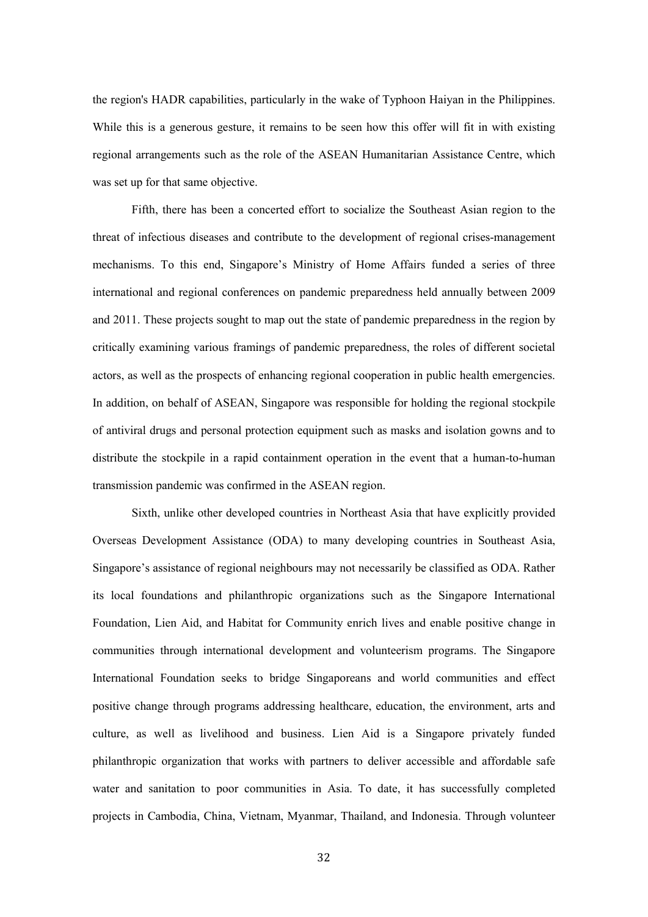the region's HADR capabilities, particularly in the wake of Typhoon Haiyan in the Philippines. While this is a generous gesture, it remains to be seen how this offer will fit in with existing regional arrangements such as the role of the ASEAN Humanitarian Assistance Centre, which was set up for that same objective.

Fifth, there has been a concerted effort to socialize the Southeast Asian region to the threat of infectious diseases and contribute to the development of regional crises-management mechanisms. To this end, Singapore's Ministry of Home Affairs funded a series of three international and regional conferences on pandemic preparedness held annually between 2009 and 2011. These projects sought to map out the state of pandemic preparedness in the region by critically examining various framings of pandemic preparedness, the roles of different societal actors, as well as the prospects of enhancing regional cooperation in public health emergencies. In addition, on behalf of ASEAN, Singapore was responsible for holding the regional stockpile of antiviral drugs and personal protection equipment such as masks and isolation gowns and to distribute the stockpile in a rapid containment operation in the event that a human-to-human transmission pandemic was confirmed in the ASEAN region.

Sixth, unlike other developed countries in Northeast Asia that have explicitly provided Overseas Development Assistance (ODA) to many developing countries in Southeast Asia, Singapore's assistance of regional neighbours may not necessarily be classified as ODA. Rather its local foundations and philanthropic organizations such as the Singapore International Foundation, Lien Aid, and Habitat for Community enrich lives and enable positive change in communities through international development and volunteerism programs. The Singapore International Foundation seeks to bridge Singaporeans and world communities and effect positive change through programs addressing healthcare, education, the environment, arts and culture, as well as livelihood and business. Lien Aid is a Singapore privately funded philanthropic organization that works with partners to deliver accessible and affordable safe water and sanitation to poor communities in Asia. To date, it has successfully completed projects in Cambodia, China, Vietnam, Myanmar, Thailand, and Indonesia. Through volunteer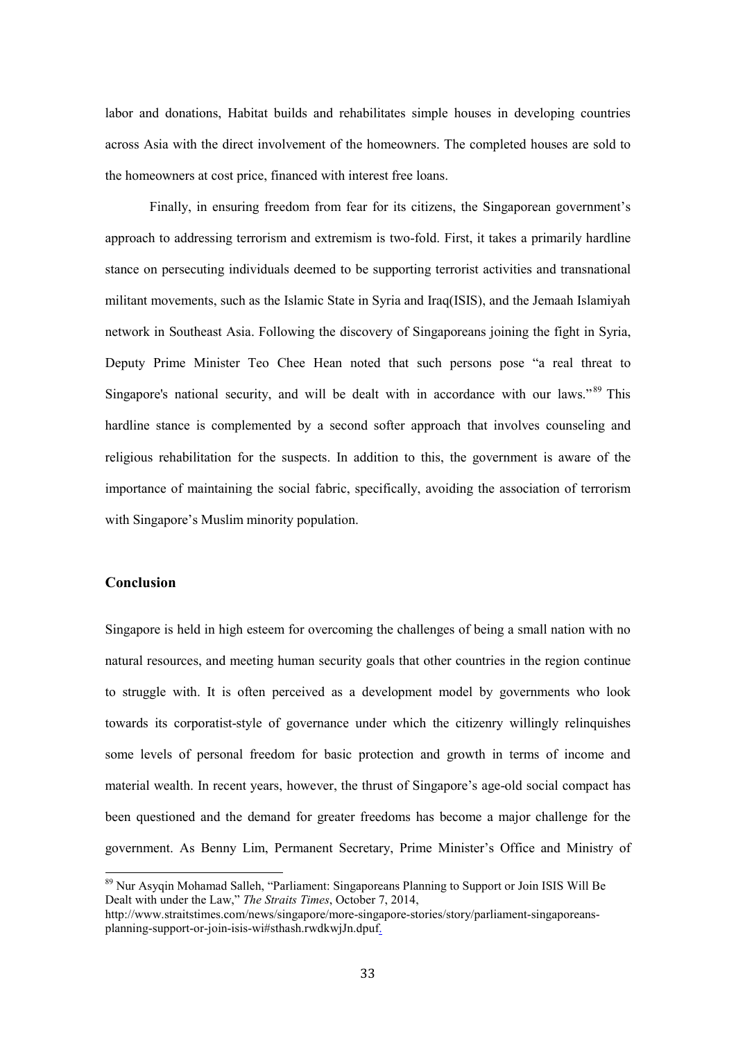labor and donations, Habitat builds and rehabilitates simple houses in developing countries across Asia with the direct involvement of the homeowners. The completed houses are sold to the homeowners at cost price, financed with interest free loans.

Finally, in ensuring freedom from fear for its citizens, the Singaporean government's approach to addressing terrorism and extremism is two-fold. First, it takes a primarily hardline stance on persecuting individuals deemed to be supporting terrorist activities and transnational militant movements, such as the Islamic State in Syria and Iraq(ISIS), and the Jemaah Islamiyah network in Southeast Asia. Following the discovery of Singaporeans joining the fight in Syria, Deputy Prime Minister Teo Chee Hean noted that such persons pose "a real threat to Singapore's national security, and will be dealt with in accordance with our laws."[89] This hardline stance is complemented by a second softer approach that involves counseling and religious rehabilitation for the suspects. In addition to this, the government is aware of the importance of maintaining the social fabric, specifically, avoiding the association of terrorism with Singapore's Muslim minority population.

### Conclusion

Singapore is held in high esteem for overcoming the challenges of being a small nation with no natural resources, and meeting human security goals that other countries in the region continue to struggle with. It is often perceived as a development model by governments who look towards its corporatist-style of governance under which the citizenry willingly relinquishes some levels of personal freedom for basic protection and growth in terms of income and material wealth. In recent years, however, the thrust of Singapore's age-old social compact has been questioned and the demand for greater freedoms has become a major challenge for the government. As Benny Lim, Permanent Secretary, Prime Minister's Office and Ministry of

---

[89] Nur Asyqin Mohamad Salleh, "Parliament: Singaporeans Planning to Support or Join ISIS Will Be Dealt with under the Law," *The Straits Times*, October 7, 2014, http://www.straitstimes.com/news/singapore/more-singapore-stories/story/parliament-singaporeans-planning-support-or-join-isis-wi#sthash.rwdkwjJn.dpuf.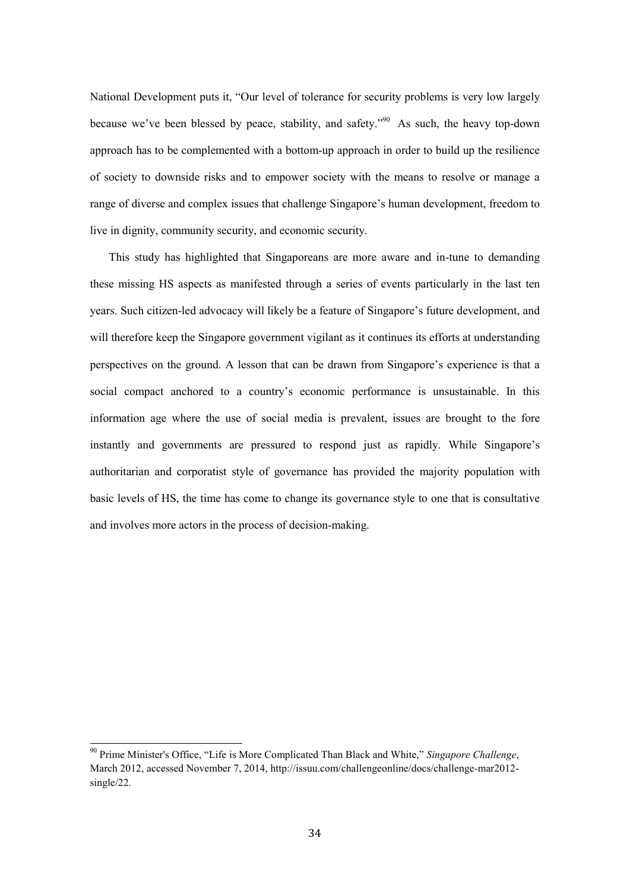National Development puts it, "Our level of tolerance for security problems is very low largely because we've been blessed by peace, stability, and safety."[90] As such, the heavy top-down approach has to be complemented with a bottom-up approach in order to build up the resilience of society to downside risks and to empower society with the means to resolve or manage a range of diverse and complex issues that challenge Singapore's human development, freedom to live in dignity, community security, and economic security.

This study has highlighted that Singaporeans are more aware and in-tune to demanding these missing HS aspects as manifested through a series of events particularly in the last ten years. Such citizen-led advocacy will likely be a feature of Singapore's future development, and will therefore keep the Singapore government vigilant as it continues its efforts at understanding perspectives on the ground. A lesson that can be drawn from Singapore's experience is that a social compact anchored to a country's economic performance is unsustainable. In this information age where the use of social media is prevalent, issues are brought to the fore instantly and governments are pressured to respond just as rapidly. While Singapore's authoritarian and corporatist style of governance has provided the majority population with basic levels of HS, the time has come to change its governance style to one that is consultative and involves more actors in the process of decision-making.

---

[90] Prime Minister's Office, "Life is More Complicated Than Black and White," *Singapore Challenge*, March 2012, accessed November 7, 2014, http://issuu.com/challengeonline/docs/challenge-mar2012-single/22.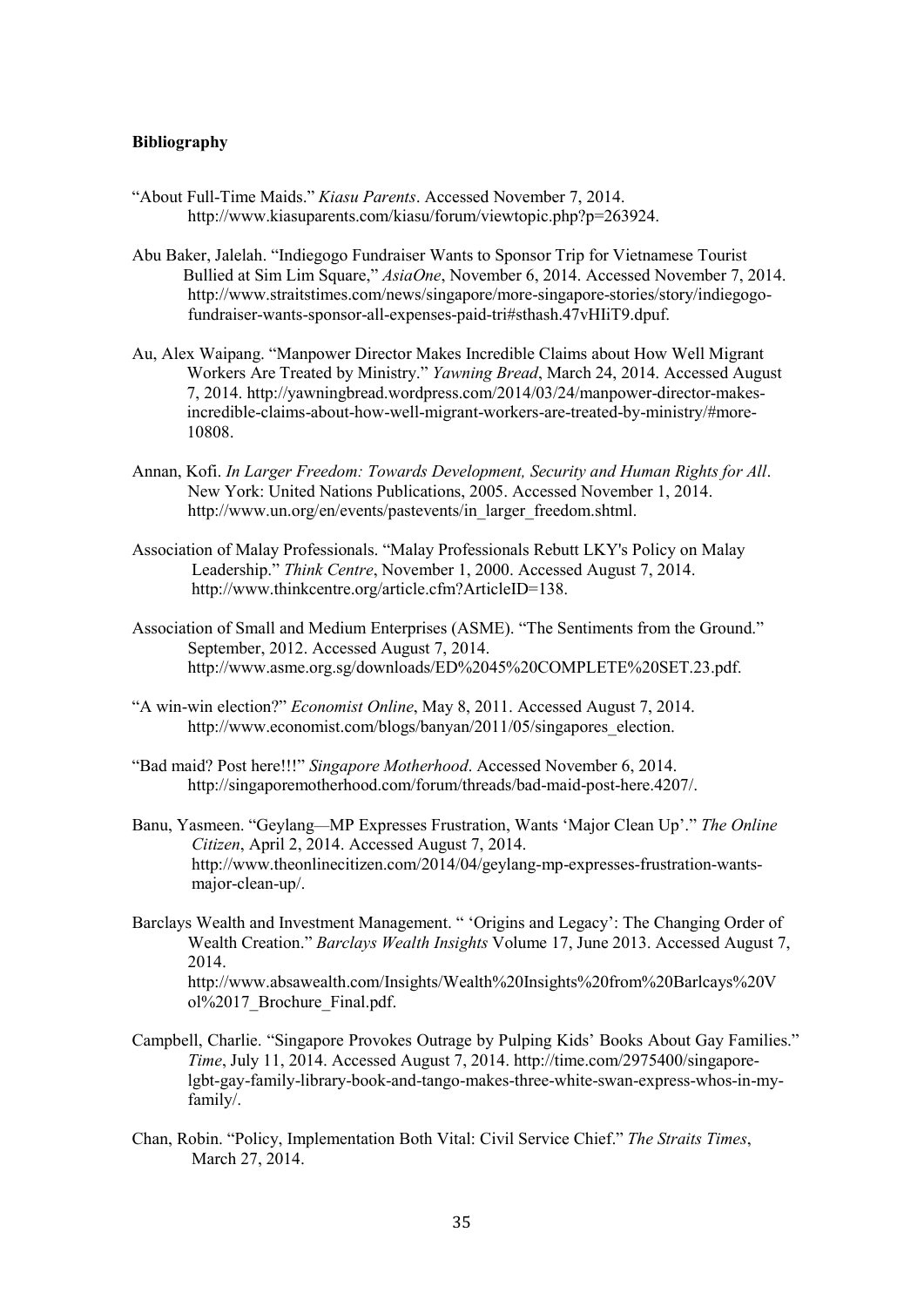**Bibliography**

"About Full-Time Maids." *Kiasu Parents*. Accessed November 7, 2014. http://www.kiasuparents.com/kiasu/forum/viewtopic.php?p=263924.

Abu Baker, Jalelah. "Indiegogo Fundraiser Wants to Sponsor Trip for Vietnamese Tourist Bullied at Sim Lim Square," *AsiaOne*, November 6, 2014. Accessed November 7, 2014. http://www.straitstimes.com/news/singapore/more-singapore-stories/story/indiegogo-fundraiser-wants-sponsor-all-expenses-paid-tri#sthash.47vHIiT9.dpuf.

Au, Alex Waipang. "Manpower Director Makes Incredible Claims about How Well Migrant Workers Are Treated by Ministry." *Yawning Bread*, March 24, 2014. Accessed August 7, 2014. http://yawningbread.wordpress.com/2014/03/24/manpower-director-makes-incredible-claims-about-how-well-migrant-workers-are-treated-by-ministry/#more-10808.

Annan, Kofi. *In Larger Freedom: Towards Development, Security and Human Rights for All*. New York: United Nations Publications, 2005. Accessed November 1, 2014. http://www.un.org/en/events/pastevents/in_larger_freedom.shtml.

Association of Malay Professionals. "Malay Professionals Rebutt LKY's Policy on Malay Leadership." *Think Centre*, November 1, 2000. Accessed August 7, 2014. http://www.thinkcentre.org/article.cfm?ArticleID=138.

Association of Small and Medium Enterprises (ASME). "The Sentiments from the Ground." September, 2012. Accessed August 7, 2014. http://www.asme.org.sg/downloads/ED%2045%20COMPLETE%20SET.23.pdf.

"A win-win election?" *Economist Online*, May 8, 2011. Accessed August 7, 2014. http://www.economist.com/blogs/banyan/2011/05/singapores_election.

"Bad maid? Post here!!!" *Singapore Motherhood*. Accessed November 6, 2014. http://singaporemotherhood.com/forum/threads/bad-maid-post-here.4207/.

Banu, Yasmeen. "Geylang—MP Expresses Frustration, Wants 'Major Clean Up'." *The Online Citizen*, April 2, 2014. Accessed August 7, 2014. http://www.theonlinecitizen.com/2014/04/geylang-mp-expresses-frustration-wants-major-clean-up/.

Barclays Wealth and Investment Management. " 'Origins and Legacy': The Changing Order of Wealth Creation." *Barclays Wealth Insights* Volume 17, June 2013. Accessed August 7, 2014. http://www.absawealth.com/Insights/Wealth%20Insights%20from%20Barlcays%20Vol%2017_Brochure_Final.pdf.

Campbell, Charlie. "Singapore Provokes Outrage by Pulping Kids' Books About Gay Families." *Time*, July 11, 2014. Accessed August 7, 2014. http://time.com/2975400/singapore-lgbt-gay-family-library-book-and-tango-makes-three-white-swan-express-whos-in-my-family/.

Chan, Robin. "Policy, Implementation Both Vital: Civil Service Chief." *The Straits Times*, March 27, 2014.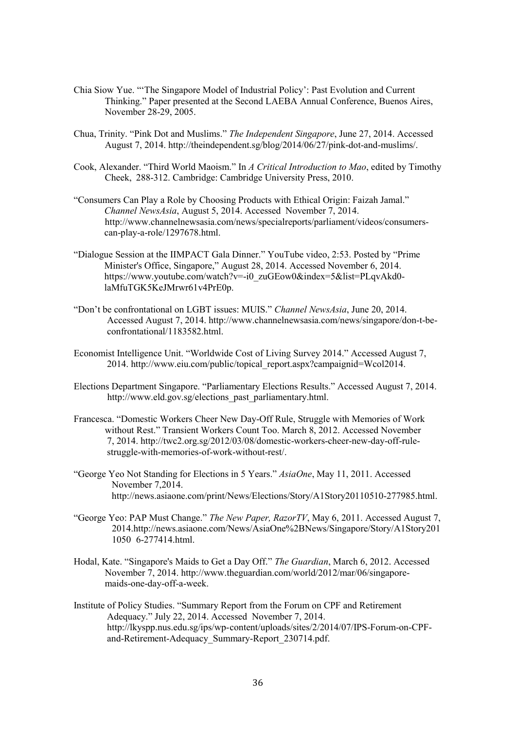Chia Siow Yue. "'The Singapore Model of Industrial Policy': Past Evolution and Current Thinking." Paper presented at the Second LAEBA Annual Conference, Buenos Aires, November 28-29, 2005.

Chua, Trinity. "Pink Dot and Muslims." *The Independent Singapore*, June 27, 2014. Accessed August 7, 2014. http://theindependent.sg/blog/2014/06/27/pink-dot-and-muslims/.

Cook, Alexander. "Third World Maoism." In *A Critical Introduction to Mao*, edited by Timothy Cheek, 288-312. Cambridge: Cambridge University Press, 2010.

"Consumers Can Play a Role by Choosing Products with Ethical Origin: Faizah Jamal." *Channel NewsAsia*, August 5, 2014. Accessed November 7, 2014. http://www.channelnewsasia.com/news/specialreports/parliament/videos/consumers-can-play-a-role/1297678.html.

"Dialogue Session at the IIMPACT Gala Dinner." YouTube video, 2:53. Posted by "Prime Minister's Office, Singapore," August 28, 2014. Accessed November 6, 2014. https://www.youtube.com/watch?v=-i0_zuGEow0&index=5&list=PLqvAkd0-laMfuTGK5KeJMrwr61v4PrE0p.

"Don't be confrontational on LGBT issues: MUIS." *Channel NewsAsia*, June 20, 2014. Accessed August 7, 2014. http://www.channelnewsasia.com/news/singapore/don-t-be-confrontational/1183582.html.

Economist Intelligence Unit. "Worldwide Cost of Living Survey 2014." Accessed August 7, 2014. http://www.eiu.com/public/topical_report.aspx?campaignid=Wcol2014.

Elections Department Singapore. "Parliamentary Elections Results." Accessed August 7, 2014. http://www.eld.gov.sg/elections_past_parliamentary.html.

Francesca. "Domestic Workers Cheer New Day-Off Rule, Struggle with Memories of Work without Rest." Transient Workers Count Too. March 8, 2012. Accessed November 7, 2014. http://twc2.org.sg/2012/03/08/domestic-workers-cheer-new-day-off-rule-struggle-with-memories-of-work-without-rest/.

"George Yeo Not Standing for Elections in 5 Years." *AsiaOne*, May 11, 2011. Accessed November 7,2014. http://news.asiaone.com/print/News/Elections/Story/A1Story20110510-277985.html.

"George Yeo: PAP Must Change." *The New Paper, RazorTV*, May 6, 2011. Accessed August 7, 2014.http://news.asiaone.com/News/AsiaOne%2BNews/Singapore/Story/A1Story201 1050 6-277414.html.

Hodal, Kate. "Singapore's Maids to Get a Day Off." *The Guardian*, March 6, 2012. Accessed November 7, 2014. http://www.theguardian.com/world/2012/mar/06/singapore-maids-one-day-off-a-week.

Institute of Policy Studies. "Summary Report from the Forum on CPF and Retirement Adequacy." July 22, 2014. Accessed November 7, 2014. http://lkyspp.nus.edu.sg/ips/wp-content/uploads/sites/2/2014/07/IPS-Forum-on-CPF-and-Retirement-Adequacy_Summary-Report_230714.pdf.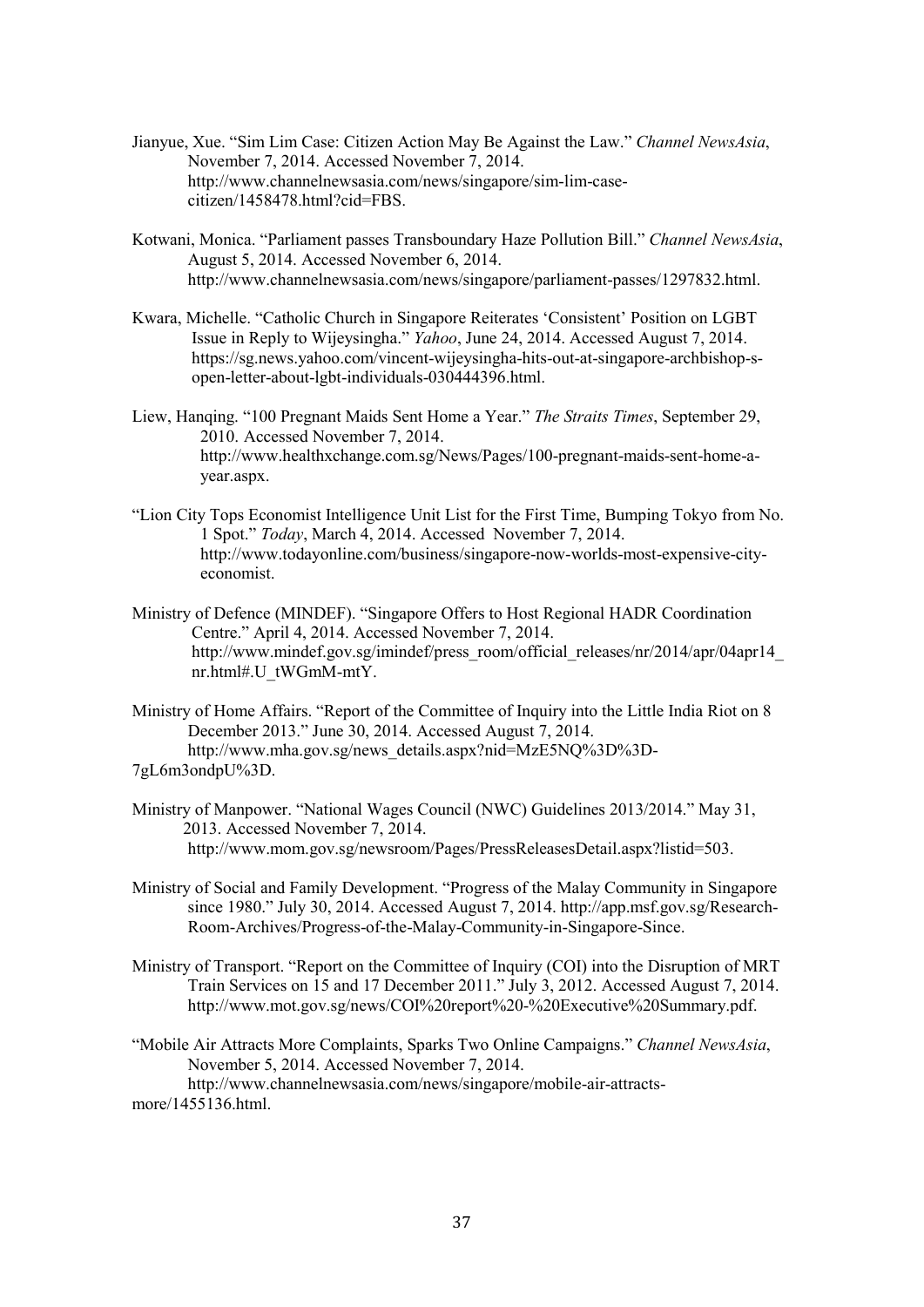Jianyue, Xue. "Sim Lim Case: Citizen Action May Be Against the Law." *Channel NewsAsia*, November 7, 2014. Accessed November 7, 2014. http://www.channelnewsasia.com/news/singapore/sim-lim-case-citizen/1458478.html?cid=FBS.

Kotwani, Monica. "Parliament passes Transboundary Haze Pollution Bill." *Channel NewsAsia*, August 5, 2014. Accessed November 6, 2014. http://www.channelnewsasia.com/news/singapore/parliament-passes/1297832.html.

Kwara, Michelle. "Catholic Church in Singapore Reiterates 'Consistent' Position on LGBT Issue in Reply to Wijeysingha." *Yahoo*, June 24, 2014. Accessed August 7, 2014. https://sg.news.yahoo.com/vincent-wijeysingha-hits-out-at-singapore-archbishop-s-open-letter-about-lgbt-individuals-030444396.html.

Liew, Hanqing. "100 Pregnant Maids Sent Home a Year." *The Straits Times*, September 29, 2010. Accessed November 7, 2014. http://www.healthxchange.com.sg/News/Pages/100-pregnant-maids-sent-home-a-year.aspx.

"Lion City Tops Economist Intelligence Unit List for the First Time, Bumping Tokyo from No. 1 Spot." *Today*, March 4, 2014. Accessed November 7, 2014. http://www.todayonline.com/business/singapore-now-worlds-most-expensive-city-economist.

Ministry of Defence (MINDEF). "Singapore Offers to Host Regional HADR Coordination Centre." April 4, 2014. Accessed November 7, 2014. http://www.mindef.gov.sg/imindef/press_room/official_releases/nr/2014/apr/04apr14_nr.html#.U_tWGmM-mtY.

Ministry of Home Affairs. "Report of the Committee of Inquiry into the Little India Riot on 8 December 2013." June 30, 2014. Accessed August 7, 2014. http://www.mha.gov.sg/news_details.aspx?nid=MzE5NQ%3D%3D-7gL6m3ondpU%3D.

Ministry of Manpower. "National Wages Council (NWC) Guidelines 2013/2014." May 31, 2013. Accessed November 7, 2014. http://www.mom.gov.sg/newsroom/Pages/PressReleasesDetail.aspx?listid=503.

Ministry of Social and Family Development. "Progress of the Malay Community in Singapore since 1980." July 30, 2014. Accessed August 7, 2014. http://app.msf.gov.sg/Research-Room-Archives/Progress-of-the-Malay-Community-in-Singapore-Since.

Ministry of Transport. "Report on the Committee of Inquiry (COI) into the Disruption of MRT Train Services on 15 and 17 December 2011." July 3, 2012. Accessed August 7, 2014. http://www.mot.gov.sg/news/COI%20report%20-%20Executive%20Summary.pdf.

"Mobile Air Attracts More Complaints, Sparks Two Online Campaigns." *Channel NewsAsia*, November 5, 2014. Accessed November 7, 2014. http://www.channelnewsasia.com/news/singapore/mobile-air-attracts-more/1455136.html.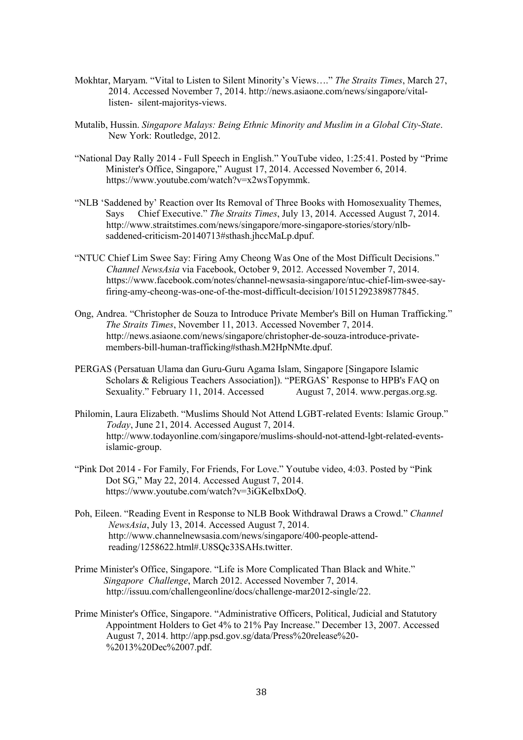Mokhtar, Maryam. "Vital to Listen to Silent Minority's Views…." *The Straits Times*, March 27, 2014. Accessed November 7, 2014. http://news.asiaone.com/news/singapore/vital-listen- silent-majoritys-views.

Mutalib, Hussin. *Singapore Malays: Being Ethnic Minority and Muslim in a Global City-State*. New York: Routledge, 2012.

"National Day Rally 2014 - Full Speech in English." YouTube video, 1:25:41. Posted by "Prime Minister's Office, Singapore," August 17, 2014. Accessed November 6, 2014. https://www.youtube.com/watch?v=x2wsTopymmk.

"NLB 'Saddened by' Reaction over Its Removal of Three Books with Homosexuality Themes, Says Chief Executive." *The Straits Times*, July 13, 2014. Accessed August 7, 2014. http://www.straitstimes.com/news/singapore/more-singapore-stories/story/nlb-saddened-criticism-20140713#sthash.jhccMaLp.dpuf.

"NTUC Chief Lim Swee Say: Firing Amy Cheong Was One of the Most Difficult Decisions." *Channel NewsAsia* via Facebook, October 9, 2012. Accessed November 7, 2014. https://www.facebook.com/notes/channel-newsasia-singapore/ntuc-chief-lim-swee-say-firing-amy-cheong-was-one-of-the-most-difficult-decision/10151292389877845.

Ong, Andrea. "Christopher de Souza to Introduce Private Member's Bill on Human Trafficking." *The Straits Times*, November 11, 2013. Accessed November 7, 2014. http://news.asiaone.com/news/singapore/christopher-de-souza-introduce-private-members-bill-human-trafficking#sthash.M2HpNMte.dpuf.

PERGAS (Persatuan Ulama dan Guru-Guru Agama Islam, Singapore [Singapore Islamic Scholars & Religious Teachers Association]). "PERGAS' Response to HPB's FAQ on Sexuality." February 11, 2014. Accessed August 7, 2014. www.pergas.org.sg.

Philomin, Laura Elizabeth. "Muslims Should Not Attend LGBT-related Events: Islamic Group." *Today*, June 21, 2014. Accessed August 7, 2014. http://www.todayonline.com/singapore/muslims-should-not-attend-lgbt-related-events-islamic-group.

"Pink Dot 2014 - For Family, For Friends, For Love." Youtube video, 4:03. Posted by "Pink Dot SG," May 22, 2014. Accessed August 7, 2014. https://www.youtube.com/watch?v=3iGKeIbxDoQ.

Poh, Eileen. "Reading Event in Response to NLB Book Withdrawal Draws a Crowd." *Channel NewsAsia*, July 13, 2014. Accessed August 7, 2014. http://www.channelnewsasia.com/news/singapore/400-people-attend-reading/1258622.html#.U8SQc33SAHs.twitter.

Prime Minister's Office, Singapore. "Life is More Complicated Than Black and White." *Singapore Challenge*, March 2012. Accessed November 7, 2014. http://issuu.com/challengeonline/docs/challenge-mar2012-single/22.

Prime Minister's Office, Singapore. "Administrative Officers, Political, Judicial and Statutory Appointment Holders to Get 4% to 21% Pay Increase." December 13, 2007. Accessed August 7, 2014. http://app.psd.gov.sg/data/Press%20release%20-%2013%20Dec%2007.pdf.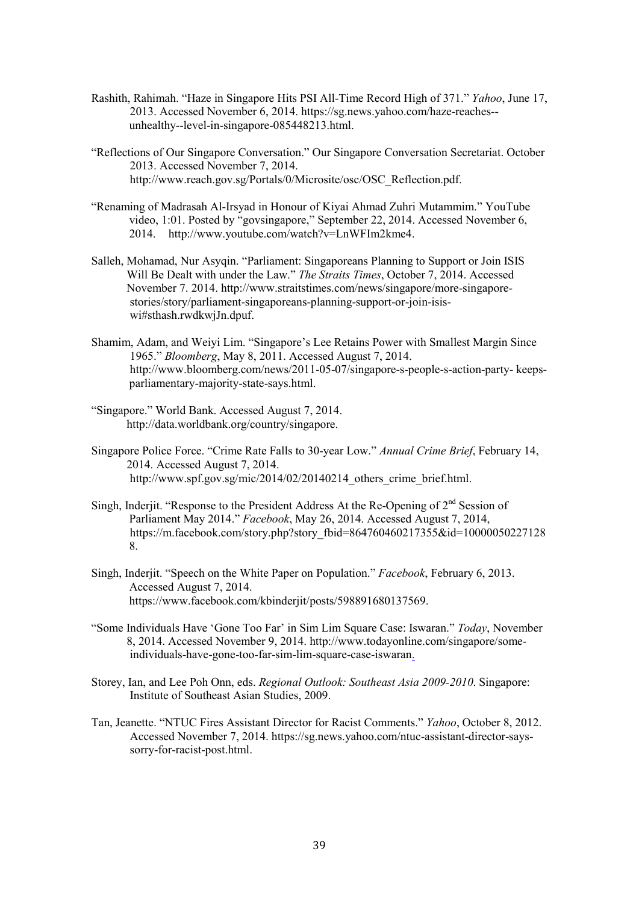Rashith, Rahimah. "Haze in Singapore Hits PSI All-Time Record High of 371." *Yahoo*, June 17, 2013. Accessed November 6, 2014. https://sg.news.yahoo.com/haze-reaches--unhealthy--level-in-singapore-085448213.html.

"Reflections of Our Singapore Conversation." Our Singapore Conversation Secretariat. October 2013. Accessed November 7, 2014. http://www.reach.gov.sg/Portals/0/Microsite/osc/OSC_Reflection.pdf.

"Renaming of Madrasah Al-Irsyad in Honour of Kiyai Ahmad Zuhri Mutammim." YouTube video, 1:01. Posted by "govsingapore," September 22, 2014. Accessed November 6, 2014. http://www.youtube.com/watch?v=LnWFIm2kme4.

Salleh, Mohamad, Nur Asyqin. "Parliament: Singaporeans Planning to Support or Join ISIS Will Be Dealt with under the Law." *The Straits Times*, October 7, 2014. Accessed November 7. 2014. http://www.straitstimes.com/news/singapore/more-singapore-stories/story/parliament-singaporeans-planning-support-or-join-isis-wi#sthash.rwdkwjJn.dpuf.

Shamim, Adam, and Weiyi Lim. "Singapore's Lee Retains Power with Smallest Margin Since 1965." *Bloomberg*, May 8, 2011. Accessed August 7, 2014. http://www.bloomberg.com/news/2011-05-07/singapore-s-people-s-action-party- keeps-parliamentary-majority-state-says.html.

"Singapore." World Bank. Accessed August 7, 2014. http://data.worldbank.org/country/singapore.

Singapore Police Force. "Crime Rate Falls to 30-year Low." *Annual Crime Brief*, February 14, 2014. Accessed August 7, 2014. http://www.spf.gov.sg/mic/2014/02/20140214_others_crime_brief.html.

Singh, Inderjit. "Response to the President Address At the Re-Opening of 2nd Session of Parliament May 2014." *Facebook*, May 26, 2014. Accessed August 7, 2014, https://m.facebook.com/story.php?story_fbid=864760460217355&id=100000502271288.

Singh, Inderjit. "Speech on the White Paper on Population." *Facebook*, February 6, 2013. Accessed August 7, 2014. https://www.facebook.com/kbinderjit/posts/598891680137569.

"Some Individuals Have 'Gone Too Far' in Sim Lim Square Case: Iswaran." *Today*, November 8, 2014. Accessed November 9, 2014. http://www.todayonline.com/singapore/some-individuals-have-gone-too-far-sim-lim-square-case-iswaran.

Storey, Ian, and Lee Poh Onn, eds. *Regional Outlook: Southeast Asia 2009-2010*. Singapore: Institute of Southeast Asian Studies, 2009.

Tan, Jeanette. "NTUC Fires Assistant Director for Racist Comments." *Yahoo*, October 8, 2012. Accessed November 7, 2014. https://sg.news.yahoo.com/ntuc-assistant-director-says-sorry-for-racist-post.html.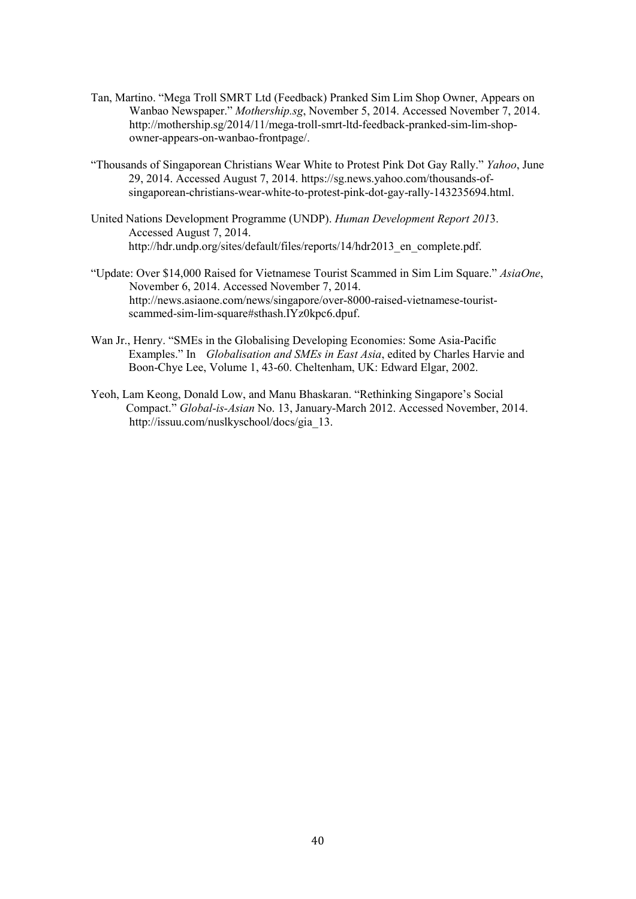Tan, Martino. "Mega Troll SMRT Ltd (Feedback) Pranked Sim Lim Shop Owner, Appears on Wanbao Newspaper." *Mothership.sg*, November 5, 2014. Accessed November 7, 2014. http://mothership.sg/2014/11/mega-troll-smrt-ltd-feedback-pranked-sim-lim-shop-owner-appears-on-wanbao-frontpage/.

"Thousands of Singaporean Christians Wear White to Protest Pink Dot Gay Rally." *Yahoo*, June 29, 2014. Accessed August 7, 2014. https://sg.news.yahoo.com/thousands-of-singaporean-christians-wear-white-to-protest-pink-dot-gay-rally-143235694.html.

United Nations Development Programme (UNDP). *Human Development Report 201*3. Accessed August 7, 2014. http://hdr.undp.org/sites/default/files/reports/14/hdr2013_en_complete.pdf.

"Update: Over $14,000 Raised for Vietnamese Tourist Scammed in Sim Lim Square." *AsiaOne*, November 6, 2014. Accessed November 7, 2014. http://news.asiaone.com/news/singapore/over-8000-raised-vietnamese-tourist-scammed-sim-lim-square#sthash.IYz0kpc6.dpuf.

Wan Jr., Henry. "SMEs in the Globalising Developing Economies: Some Asia-Pacific Examples." In *Globalisation and SMEs in East Asia*, edited by Charles Harvie and Boon-Chye Lee, Volume 1, 43-60. Cheltenham, UK: Edward Elgar, 2002.

Yeoh, Lam Keong, Donald Low, and Manu Bhaskaran. "Rethinking Singapore's Social Compact." *Global-is-Asian* No. 13, January-March 2012. Accessed November, 2014. http://issuu.com/nuslkyschool/docs/gia_13.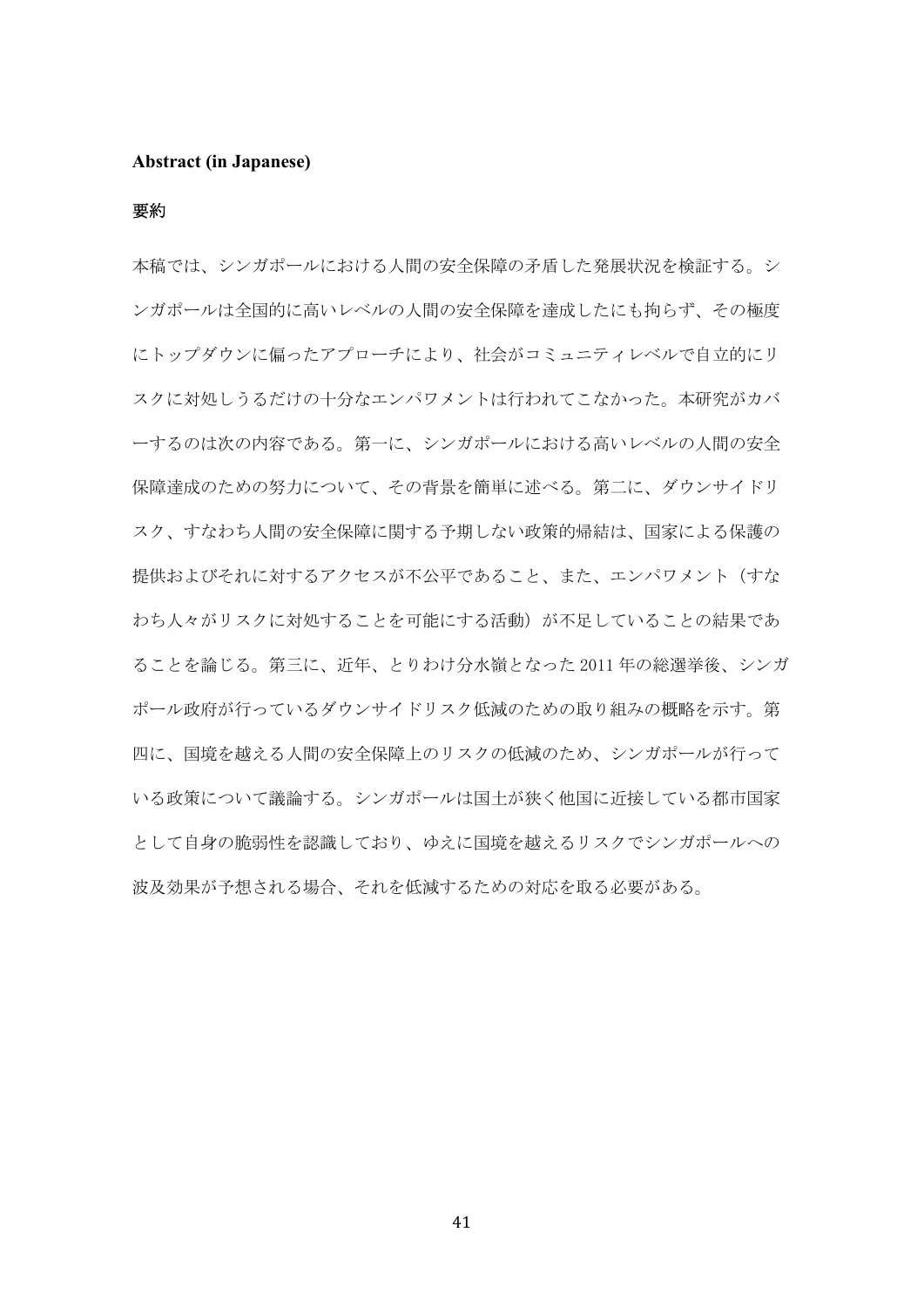**Abstract (in Japanese)**

**要約**

本稿では、シンガポールにおける人間の安全保障の矛盾した発展状況を検証する。シンガポールは全国的に高いレベルの人間の安全保障を達成したにも拘らず、その極度にトップダウンに偏ったアプローチにより、社会がコミュニティレベルで自立的にリスクに対処しうるだけの十分なエンパワメントは行われてこなかった。本研究がカバーするのは次の内容である。第一に、シンガポールにおける高いレベルの人間の安全保障達成のための努力について、その背景を簡単に述べる。第二に、ダウンサイドリスク、すなわち人間の安全保障に関する予期しない政策的帰結は、国家による保護の提供およびそれに対するアクセスが不公平であること、また、エンパワメント（すなわち人々がリスクに対処することを可能にする活動）が不足していることの結果であることを論じる。第三に、近年、とりわけ分水嶺となった 2011 年の総選挙後、シンガポール政府が行っているダウンサイドリスク低減のための取り組みの概略を示す。第四に、国境を越える人間の安全保障上のリスクの低減のため、シンガポールが行っている政策について議論する。シンガポールは国土が狭く他国に近接している都市国家として自身の脆弱性を認識しており、ゆえに国境を越えるリスクでシンガポールへの波及効果が予想される場合、それを低減するための対応を取る必要がある。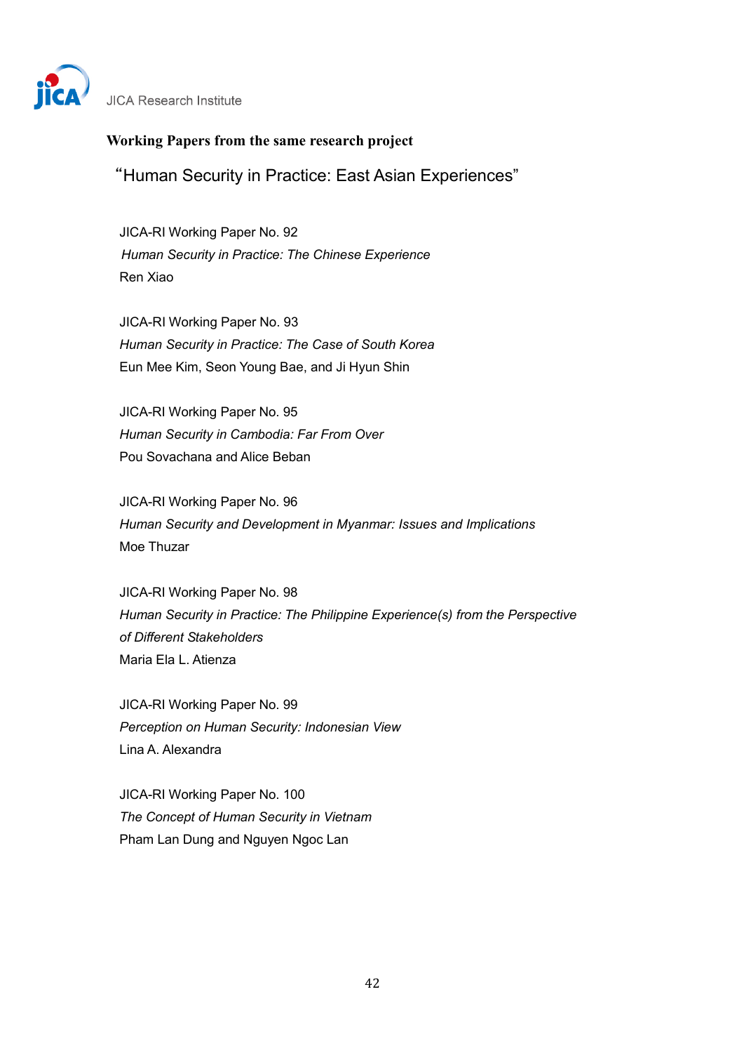**Working Papers from the same research project**

"Human Security in Practice: East Asian Experiences"

JICA-RI Working Paper No. 92
*Human Security in Practice: The Chinese Experience*
Ren Xiao

JICA-RI Working Paper No. 93
*Human Security in Practice: The Case of South Korea*
Eun Mee Kim, Seon Young Bae, and Ji Hyun Shin

JICA-RI Working Paper No. 95
*Human Security in Cambodia: Far From Over*
Pou Sovachana and Alice Beban

JICA-RI Working Paper No. 96
*Human Security and Development in Myanmar: Issues and Implications*
Moe Thuzar

JICA-RI Working Paper No. 98
*Human Security in Practice: The Philippine Experience(s) from the Perspective of Different Stakeholders*
Maria Ela L. Atienza

JICA-RI Working Paper No. 99
*Perception on Human Security: Indonesian View*
Lina A. Alexandra

JICA-RI Working Paper No. 100
*The Concept of Human Security in Vietnam*
Pham Lan Dung and Nguyen Ngoc Lan